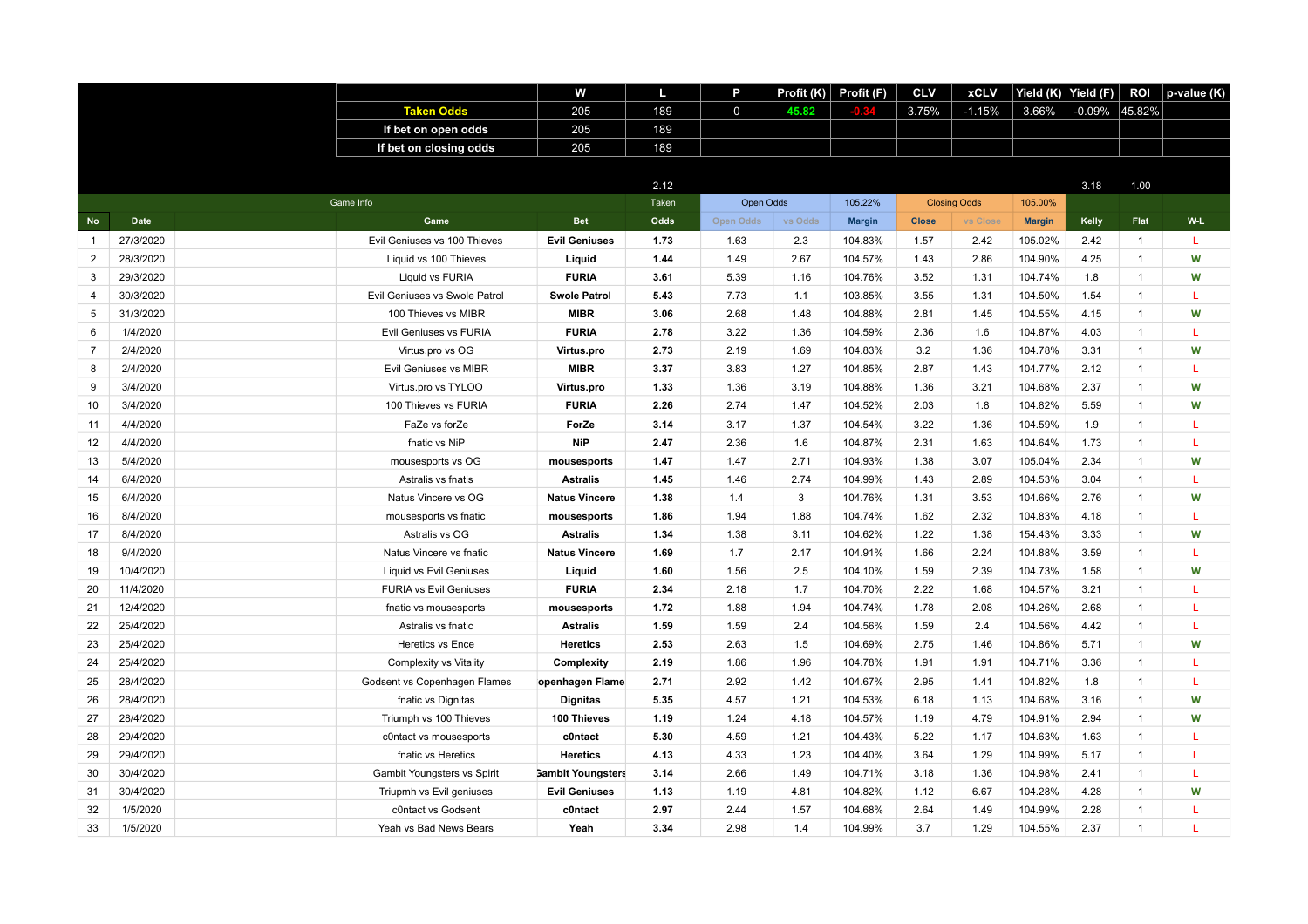| | W | L | P | Profit (K) | Profit (F) | CLV | xCLV | Yield (K) | Yield (F) | ROI | p-value (K) |
|---|---|---|---|---|---|---|---|---|---|---|---|
| Taken Odds | 205 | 189 | 0 | 45.82 | -0.34 | 3.75% | -1.15% | 3.66% | -0.09% | 45.82% | |
| If bet on open odds | 205 | 189 | | | | | | | | | |
| If bet on closing odds | 205 | 189 | | | | | | | | | |

| | | | | | 2.12 | | | | | | | 3.18 | 1.00 | |
|---|---|---|---|---|---|---|---|---|---|---|---|---|---|---|
| Game Info | | | | | Taken | Open Odds | | 105.22% | Closing Odds | | 105.00% | | | |
| No | Date | | Game | Bet | Odds | Open Odds | vs Odds | Margin | Close | vs Close | Margin | Kelly | Flat | W-L |
| 1 | 27/3/2020 | | Evil Geniuses vs 100 Thieves | Evil Geniuses | 1.73 | 1.63 | 2.3 | 104.83% | 1.57 | 2.42 | 105.02% | 2.42 | 1 | L |
| 2 | 28/3/2020 | | Liquid vs 100 Thieves | Liquid | 1.44 | 1.49 | 2.67 | 104.57% | 1.43 | 2.86 | 104.90% | 4.25 | 1 | W |
| 3 | 29/3/2020 | | Liquid vs FURIA | FURIA | 3.61 | 5.39 | 1.16 | 104.76% | 3.52 | 1.31 | 104.74% | 1.8 | 1 | W |
| 4 | 30/3/2020 | | Evil Geniuses vs Swole Patrol | Swole Patrol | 5.43 | 7.73 | 1.1 | 103.85% | 3.55 | 1.31 | 104.50% | 1.54 | 1 | L |
| 5 | 31/3/2020 | | 100 Thieves vs MIBR | MIBR | 3.06 | 2.68 | 1.48 | 104.88% | 2.81 | 1.45 | 104.55% | 4.15 | 1 | W |
| 6 | 1/4/2020 | | Evil Geniuses vs FURIA | FURIA | 2.78 | 3.22 | 1.36 | 104.59% | 2.36 | 1.6 | 104.87% | 4.03 | 1 | L |
| 7 | 2/4/2020 | | Virtus.pro vs OG | Virtus.pro | 2.73 | 2.19 | 1.69 | 104.83% | 3.2 | 1.36 | 104.78% | 3.31 | 1 | W |
| 8 | 2/4/2020 | | Evil Geniuses vs MIBR | MIBR | 3.37 | 3.83 | 1.27 | 104.85% | 2.87 | 1.43 | 104.77% | 2.12 | 1 | L |
| 9 | 3/4/2020 | | Virtus.pro vs TYLOO | Virtus.pro | 1.33 | 1.36 | 3.19 | 104.88% | 1.36 | 3.21 | 104.68% | 2.37 | 1 | W |
| 10 | 3/4/2020 | | 100 Thieves vs FURIA | FURIA | 2.26 | 2.74 | 1.47 | 104.52% | 2.03 | 1.8 | 104.82% | 5.59 | 1 | W |
| 11 | 4/4/2020 | | FaZe vs forZe | ForZe | 3.14 | 3.17 | 1.37 | 104.54% | 3.22 | 1.36 | 104.59% | 1.9 | 1 | L |
| 12 | 4/4/2020 | | fnatic vs NiP | NiP | 2.47 | 2.36 | 1.6 | 104.87% | 2.31 | 1.63 | 104.64% | 1.73 | 1 | L |
| 13 | 5/4/2020 | | mousesports vs OG | mousesports | 1.47 | 1.47 | 2.71 | 104.93% | 1.38 | 3.07 | 105.04% | 2.34 | 1 | W |
| 14 | 6/4/2020 | | Astralis vs fnatis | Astralis | 1.45 | 1.46 | 2.74 | 104.99% | 1.43 | 2.89 | 104.53% | 3.04 | 1 | L |
| 15 | 6/4/2020 | | Natus Vincere vs OG | Natus Vincere | 1.38 | 1.4 | 3 | 104.76% | 1.31 | 3.53 | 104.66% | 2.76 | 1 | W |
| 16 | 8/4/2020 | | mousesports vs fnatic | mousesports | 1.86 | 1.94 | 1.88 | 104.74% | 1.62 | 2.32 | 104.83% | 4.18 | 1 | L |
| 17 | 8/4/2020 | | Astralis vs OG | Astralis | 1.34 | 1.38 | 3.11 | 104.62% | 1.22 | 1.38 | 154.43% | 3.33 | 1 | W |
| 18 | 9/4/2020 | | Natus Vincere vs fnatic | Natus Vincere | 1.69 | 1.7 | 2.17 | 104.91% | 1.66 | 2.24 | 104.88% | 3.59 | 1 | L |
| 19 | 10/4/2020 | | Liquid vs Evil Geniuses | Liquid | 1.60 | 1.56 | 2.5 | 104.10% | 1.59 | 2.39 | 104.73% | 1.58 | 1 | W |
| 20 | 11/4/2020 | | FURIA vs Evil Geniuses | FURIA | 2.34 | 2.18 | 1.7 | 104.70% | 2.22 | 1.68 | 104.57% | 3.21 | 1 | L |
| 21 | 12/4/2020 | | fnatic vs mousesports | mousesports | 1.72 | 1.88 | 1.94 | 104.74% | 1.78 | 2.08 | 104.26% | 2.68 | 1 | L |
| 22 | 25/4/2020 | | Astralis vs fnatic | Astralis | 1.59 | 1.59 | 2.4 | 104.56% | 1.59 | 2.4 | 104.56% | 4.42 | 1 | L |
| 23 | 25/4/2020 | | Heretics vs Ence | Heretics | 2.53 | 2.63 | 1.5 | 104.69% | 2.75 | 1.46 | 104.86% | 5.71 | 1 | W |
| 24 | 25/4/2020 | | Complexity vs Vitality | Complexity | 2.19 | 1.86 | 1.96 | 104.78% | 1.91 | 1.91 | 104.71% | 3.36 | 1 | L |
| 25 | 28/4/2020 | | Godsent vs Copenhagen Flames | openhagen Flame | 2.71 | 2.92 | 1.42 | 104.67% | 2.95 | 1.41 | 104.82% | 1.8 | 1 | L |
| 26 | 28/4/2020 | | fnatic vs Dignitas | Dignitas | 5.35 | 4.57 | 1.21 | 104.53% | 6.18 | 1.13 | 104.68% | 3.16 | 1 | W |
| 27 | 28/4/2020 | | Triumph vs 100 Thieves | 100 Thieves | 1.19 | 1.24 | 4.18 | 104.57% | 1.19 | 4.79 | 104.91% | 2.94 | 1 | W |
| 28 | 29/4/2020 | | c0ntact vs mousesports | c0ntact | 5.30 | 4.59 | 1.21 | 104.43% | 5.22 | 1.17 | 104.63% | 1.63 | 1 | L |
| 29 | 29/4/2020 | | fnatic vs Heretics | Heretics | 4.13 | 4.33 | 1.23 | 104.40% | 3.64 | 1.29 | 104.99% | 5.17 | 1 | L |
| 30 | 30/4/2020 | | Gambit Youngsters vs Spirit | Gambit Youngsters | 3.14 | 2.66 | 1.49 | 104.71% | 3.18 | 1.36 | 104.98% | 2.41 | 1 | L |
| 31 | 30/4/2020 | | Triupmh vs Evil geniuses | Evil Geniuses | 1.13 | 1.19 | 4.81 | 104.82% | 1.12 | 6.67 | 104.28% | 4.28 | 1 | W |
| 32 | 1/5/2020 | | c0ntact vs Godsent | c0ntact | 2.97 | 2.44 | 1.57 | 104.68% | 2.64 | 1.49 | 104.99% | 2.28 | 1 | L |
| 33 | 1/5/2020 | | Yeah vs Bad News Bears | Yeah | 3.34 | 2.98 | 1.4 | 104.99% | 3.7 | 1.29 | 104.55% | 2.37 | 1 | L |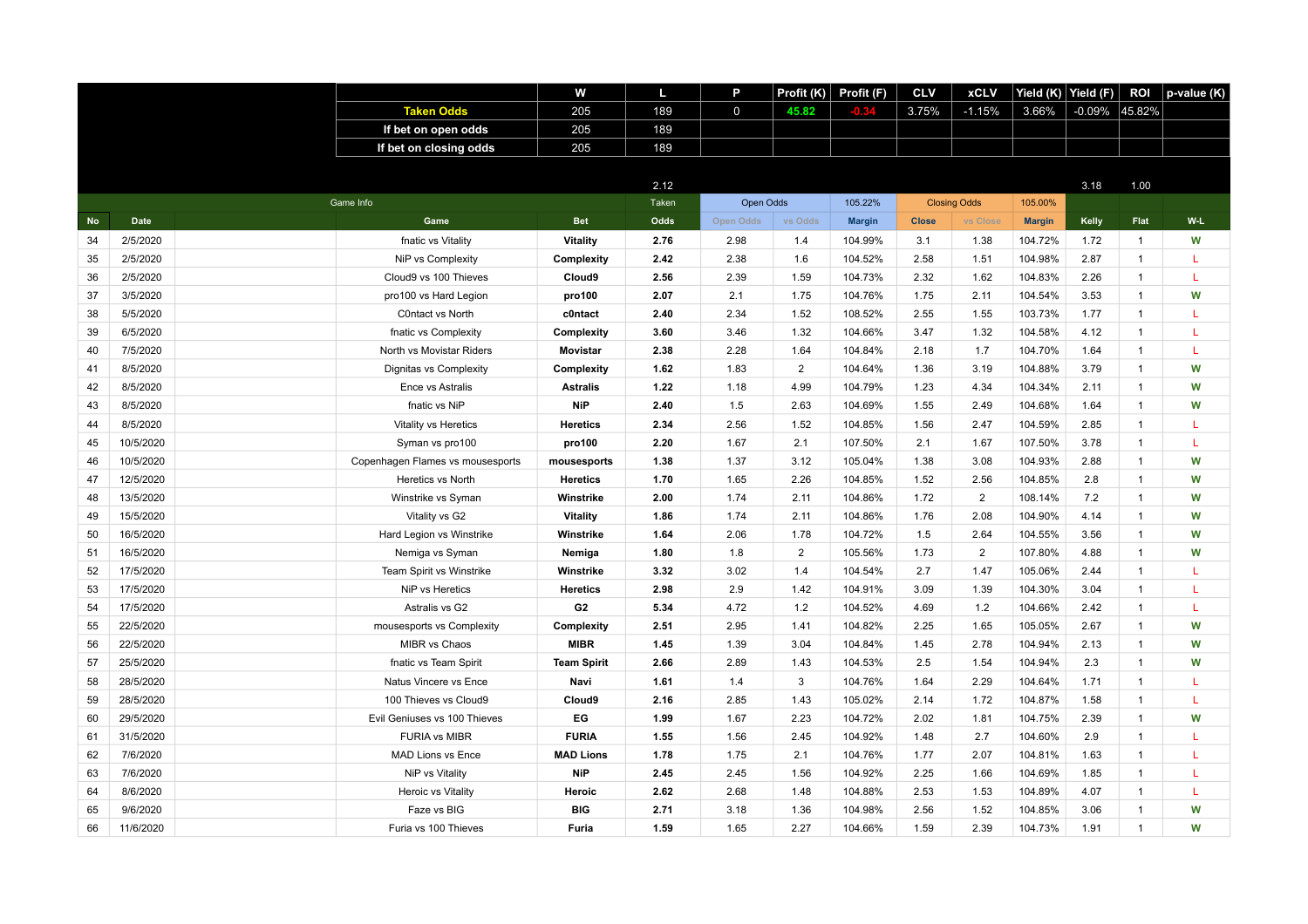| | W | L | P | Profit (K) | Profit (F) | CLV | xCLV | Yield (K) | Yield (F) | ROI | p-value (K) |
|---|---|---|---|---|---|---|---|---|---|---|---|
| Taken Odds | 205 | 189 | 0 | 45.82 | -0.34 | 3.75% | -1.15% | 3.66% | -0.09% | 45.82% | |
| If bet on open odds | 205 | 189 | | | | | | | | | |
| If bet on closing odds | 205 | 189 | | | | | | | | | |

| | | | | 2.12 | | | | | | | 3.18 | 1.00 | |
|---|---|---|---|---|---|---|---|---|---|---|---|---|---|
| Game Info | | | | Taken | Open Odds | | 105.22% | Closing Odds | | 105.00% | | | |
| No | Date | Game | Bet | Odds | Open Odds | vs Odds | Margin | Close | vs Close | Margin | Kelly | Flat | W-L |
| 34 | 2/5/2020 | fnatic vs Vitality | Vitality | 2.76 | 2.98 | 1.4 | 104.99% | 3.1 | 1.38 | 104.72% | 1.72 | 1 | W |
| 35 | 2/5/2020 | NiP vs Complexity | Complexity | 2.42 | 2.38 | 1.6 | 104.52% | 2.58 | 1.51 | 104.98% | 2.87 | 1 | L |
| 36 | 2/5/2020 | Cloud9 vs 100 Thieves | Cloud9 | 2.56 | 2.39 | 1.59 | 104.73% | 2.32 | 1.62 | 104.83% | 2.26 | 1 | L |
| 37 | 3/5/2020 | pro100 vs Hard Legion | pro100 | 2.07 | 2.1 | 1.75 | 104.76% | 1.75 | 2.11 | 104.54% | 3.53 | 1 | W |
| 38 | 5/5/2020 | C0ntact vs North | c0ntact | 2.40 | 2.34 | 1.52 | 108.52% | 2.55 | 1.55 | 103.73% | 1.77 | 1 | L |
| 39 | 6/5/2020 | fnatic vs Complexity | Complexity | 3.60 | 3.46 | 1.32 | 104.66% | 3.47 | 1.32 | 104.58% | 4.12 | 1 | L |
| 40 | 7/5/2020 | North vs Movistar Riders | Movistar | 2.38 | 2.28 | 1.64 | 104.84% | 2.18 | 1.7 | 104.70% | 1.64 | 1 | L |
| 41 | 8/5/2020 | Dignitas vs Complexity | Complexity | 1.62 | 1.83 | 2 | 104.64% | 1.36 | 3.19 | 104.88% | 3.79 | 1 | W |
| 42 | 8/5/2020 | Ence vs Astralis | Astralis | 1.22 | 1.18 | 4.99 | 104.79% | 1.23 | 4.34 | 104.34% | 2.11 | 1 | W |
| 43 | 8/5/2020 | fnatic vs NiP | NiP | 2.40 | 1.5 | 2.63 | 104.69% | 1.55 | 2.49 | 104.68% | 1.64 | 1 | W |
| 44 | 8/5/2020 | Vitality vs Heretics | Heretics | 2.34 | 2.56 | 1.52 | 104.85% | 1.56 | 2.47 | 104.59% | 2.85 | 1 | L |
| 45 | 10/5/2020 | Syman vs pro100 | pro100 | 2.20 | 1.67 | 2.1 | 107.50% | 2.1 | 1.67 | 107.50% | 3.78 | 1 | L |
| 46 | 10/5/2020 | Copenhagen Flames vs mousesports | mousesports | 1.38 | 1.37 | 3.12 | 105.04% | 1.38 | 3.08 | 104.93% | 2.88 | 1 | W |
| 47 | 12/5/2020 | Heretics vs North | Heretics | 1.70 | 1.65 | 2.26 | 104.85% | 1.52 | 2.56 | 104.85% | 2.8 | 1 | W |
| 48 | 13/5/2020 | Winstrike vs Syman | Winstrike | 2.00 | 1.74 | 2.11 | 104.86% | 1.72 | 2 | 108.14% | 7.2 | 1 | W |
| 49 | 15/5/2020 | Vitality vs G2 | Vitality | 1.86 | 1.74 | 2.11 | 104.86% | 1.76 | 2.08 | 104.90% | 4.14 | 1 | W |
| 50 | 16/5/2020 | Hard Legion vs Winstrike | Winstrike | 1.64 | 2.06 | 1.78 | 104.72% | 1.5 | 2.64 | 104.55% | 3.56 | 1 | W |
| 51 | 16/5/2020 | Nemiga vs Syman | Nemiga | 1.80 | 1.8 | 2 | 105.56% | 1.73 | 2 | 107.80% | 4.88 | 1 | W |
| 52 | 17/5/2020 | Team Spirit vs Winstrike | Winstrike | 3.32 | 3.02 | 1.4 | 104.54% | 2.7 | 1.47 | 105.06% | 2.44 | 1 | L |
| 53 | 17/5/2020 | NiP vs Heretics | Heretics | 2.98 | 2.9 | 1.42 | 104.91% | 3.09 | 1.39 | 104.30% | 3.04 | 1 | L |
| 54 | 17/5/2020 | Astralis vs G2 | G2 | 5.34 | 4.72 | 1.2 | 104.52% | 4.69 | 1.2 | 104.66% | 2.42 | 1 | L |
| 55 | 22/5/2020 | mousesports vs Complexity | Complexity | 2.51 | 2.95 | 1.41 | 104.82% | 2.25 | 1.65 | 105.05% | 2.67 | 1 | W |
| 56 | 22/5/2020 | MIBR vs Chaos | MIBR | 1.45 | 1.39 | 3.04 | 104.84% | 1.45 | 2.78 | 104.94% | 2.13 | 1 | W |
| 57 | 25/5/2020 | fnatic vs Team Spirit | Team Spirit | 2.66 | 2.89 | 1.43 | 104.53% | 2.5 | 1.54 | 104.94% | 2.3 | 1 | W |
| 58 | 28/5/2020 | Natus Vincere vs Ence | Navi | 1.61 | 1.4 | 3 | 104.76% | 1.64 | 2.29 | 104.64% | 1.71 | 1 | L |
| 59 | 28/5/2020 | 100 Thieves vs Cloud9 | Cloud9 | 2.16 | 2.85 | 1.43 | 105.02% | 2.14 | 1.72 | 104.87% | 1.58 | 1 | L |
| 60 | 29/5/2020 | Evil Geniuses vs 100 Thieves | EG | 1.99 | 1.67 | 2.23 | 104.72% | 2.02 | 1.81 | 104.75% | 2.39 | 1 | W |
| 61 | 31/5/2020 | FURIA vs MIBR | FURIA | 1.55 | 1.56 | 2.45 | 104.92% | 1.48 | 2.7 | 104.60% | 2.9 | 1 | L |
| 62 | 7/6/2020 | MAD Lions vs Ence | MAD Lions | 1.78 | 1.75 | 2.1 | 104.76% | 1.77 | 2.07 | 104.81% | 1.63 | 1 | L |
| 63 | 7/6/2020 | NiP vs Vitality | NiP | 2.45 | 2.45 | 1.56 | 104.92% | 2.25 | 1.66 | 104.69% | 1.85 | 1 | L |
| 64 | 8/6/2020 | Heroic vs Vitality | Heroic | 2.62 | 2.68 | 1.48 | 104.88% | 2.53 | 1.53 | 104.89% | 4.07 | 1 | L |
| 65 | 9/6/2020 | Faze vs BIG | BIG | 2.71 | 3.18 | 1.36 | 104.98% | 2.56 | 1.52 | 104.85% | 3.06 | 1 | W |
| 66 | 11/6/2020 | Furia vs 100 Thieves | Furia | 1.59 | 1.65 | 2.27 | 104.66% | 1.59 | 2.39 | 104.73% | 1.91 | 1 | W |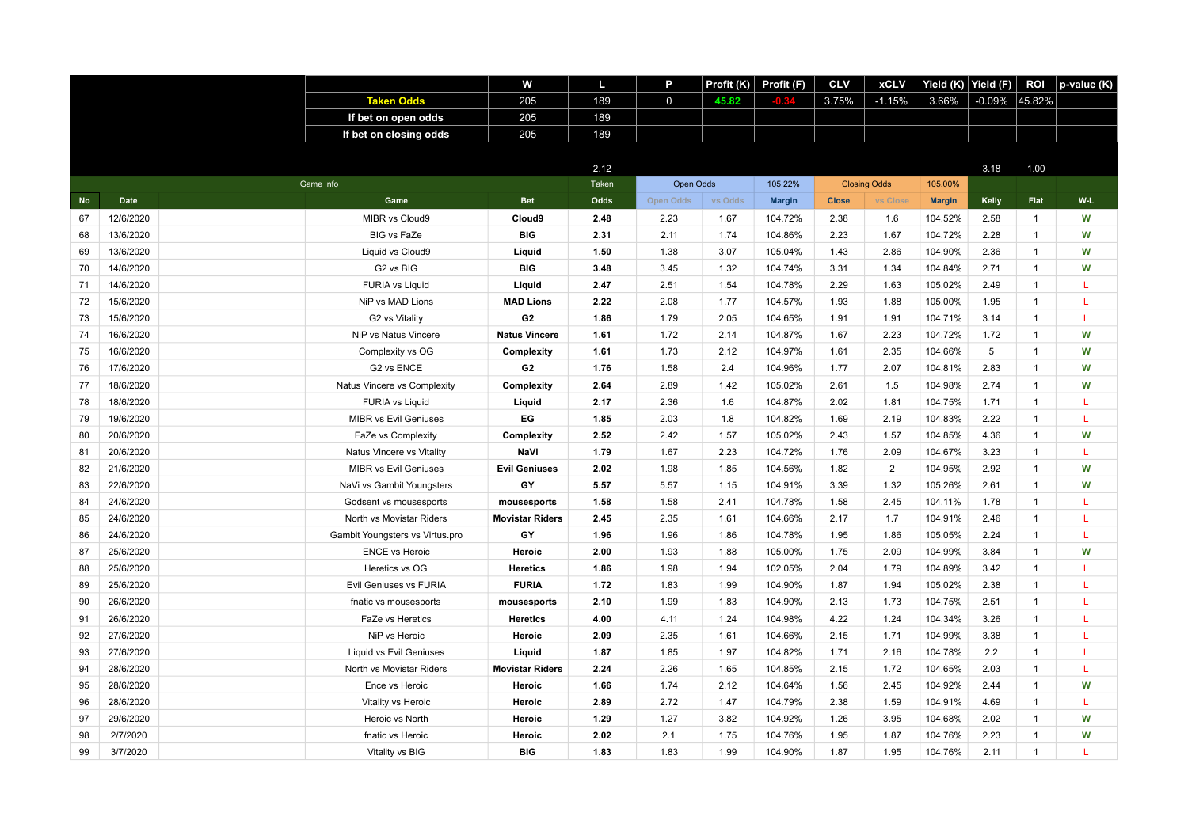| | W | L | P | Profit (K) | Profit (F) | CLV | xCLV | Yield (K) | Yield (F) | ROI | p-value (K) |
|---|---|---|---|---|---|---|---|---|---|---|---|
| Taken Odds | 205 | 189 | 0 | 45.82 | -0.34 | 3.75% | -1.15% | 3.66% | -0.09% | 45.82% | |
| If bet on open odds | 205 | 189 | | | | | | | | | |
| If bet on closing odds | 205 | 189 | | | | | | | | | |

| No | Date | | Game | Bet | Odds | Open Odds | vs Odds | Margin | Close | vs Close | Margin | Kelly | Flat | W-L |
|---|---|---|---|---|---|---|---|---|---|---|---|---|---|---|
| | | | | | 2.12 | | | | | | | 3.18 | 1.00 | |
| Game Info | | | | | Taken | Open Odds | | 105.22% | Closing Odds | | 105.00% | | | |
| 67 | 12/6/2020 | | MIBR vs Cloud9 | Cloud9 | 2.48 | 2.23 | 1.67 | 104.72% | 2.38 | 1.6 | 104.52% | 2.58 | 1 | W |
| 68 | 13/6/2020 | | BIG vs FaZe | BIG | 2.31 | 2.11 | 1.74 | 104.86% | 2.23 | 1.67 | 104.72% | 2.28 | 1 | W |
| 69 | 13/6/2020 | | Liquid vs Cloud9 | Liquid | 1.50 | 1.38 | 3.07 | 105.04% | 1.43 | 2.86 | 104.90% | 2.36 | 1 | W |
| 70 | 14/6/2020 | | G2 vs BIG | BIG | 3.48 | 3.45 | 1.32 | 104.74% | 3.31 | 1.34 | 104.84% | 2.71 | 1 | W |
| 71 | 14/6/2020 | | FURIA vs Liquid | Liquid | 2.47 | 2.51 | 1.54 | 104.78% | 2.29 | 1.63 | 105.02% | 2.49 | 1 | L |
| 72 | 15/6/2020 | | NiP vs MAD Lions | MAD Lions | 2.22 | 2.08 | 1.77 | 104.57% | 1.93 | 1.88 | 105.00% | 1.95 | 1 | L |
| 73 | 15/6/2020 | | G2 vs Vitality | G2 | 1.86 | 1.79 | 2.05 | 104.65% | 1.91 | 1.91 | 104.71% | 3.14 | 1 | L |
| 74 | 16/6/2020 | | NiP vs Natus Vincere | Natus Vincere | 1.61 | 1.72 | 2.14 | 104.87% | 1.67 | 2.23 | 104.72% | 1.72 | 1 | W |
| 75 | 16/6/2020 | | Complexity vs OG | Complexity | 1.61 | 1.73 | 2.12 | 104.97% | 1.61 | 2.35 | 104.66% | 5 | 1 | W |
| 76 | 17/6/2020 | | G2 vs ENCE | G2 | 1.76 | 1.58 | 2.4 | 104.96% | 1.77 | 2.07 | 104.81% | 2.83 | 1 | W |
| 77 | 18/6/2020 | | Natus Vincere vs Complexity | Complexity | 2.64 | 2.89 | 1.42 | 105.02% | 2.61 | 1.5 | 104.98% | 2.74 | 1 | W |
| 78 | 18/6/2020 | | FURIA vs Liquid | Liquid | 2.17 | 2.36 | 1.6 | 104.87% | 2.02 | 1.81 | 104.75% | 1.71 | 1 | L |
| 79 | 19/6/2020 | | MIBR vs Evil Geniuses | EG | 1.85 | 2.03 | 1.8 | 104.82% | 1.69 | 2.19 | 104.83% | 2.22 | 1 | L |
| 80 | 20/6/2020 | | FaZe vs Complexity | Complexity | 2.52 | 2.42 | 1.57 | 105.02% | 2.43 | 1.57 | 104.85% | 4.36 | 1 | W |
| 81 | 20/6/2020 | | Natus Vincere vs Vitality | NaVi | 1.79 | 1.67 | 2.23 | 104.72% | 1.76 | 2.09 | 104.67% | 3.23 | 1 | L |
| 82 | 21/6/2020 | | MIBR vs Evil Geniuses | Evil Geniuses | 2.02 | 1.98 | 1.85 | 104.56% | 1.82 | 2 | 104.95% | 2.92 | 1 | W |
| 83 | 22/6/2020 | | NaVi vs Gambit Youngsters | GY | 5.57 | 5.57 | 1.15 | 104.91% | 3.39 | 1.32 | 105.26% | 2.61 | 1 | W |
| 84 | 24/6/2020 | | Godsent vs mousesports | mousesports | 1.58 | 1.58 | 2.41 | 104.78% | 1.58 | 2.45 | 104.11% | 1.78 | 1 | L |
| 85 | 24/6/2020 | | North vs Movistar Riders | Movistar Riders | 2.45 | 2.35 | 1.61 | 104.66% | 2.17 | 1.7 | 104.91% | 2.46 | 1 | L |
| 86 | 24/6/2020 | | Gambit Youngsters vs Virtus.pro | GY | 1.96 | 1.96 | 1.86 | 104.78% | 1.95 | 1.86 | 105.05% | 2.24 | 1 | L |
| 87 | 25/6/2020 | | ENCE vs Heroic | Heroic | 2.00 | 1.93 | 1.88 | 105.00% | 1.75 | 2.09 | 104.99% | 3.84 | 1 | W |
| 88 | 25/6/2020 | | Heretics vs OG | Heretics | 1.86 | 1.98 | 1.94 | 102.05% | 2.04 | 1.79 | 104.89% | 3.42 | 1 | L |
| 89 | 25/6/2020 | | Evil Geniuses vs FURIA | FURIA | 1.72 | 1.83 | 1.99 | 104.90% | 1.87 | 1.94 | 105.02% | 2.38 | 1 | L |
| 90 | 26/6/2020 | | fnatic vs mousesports | mousesports | 2.10 | 1.99 | 1.83 | 104.90% | 2.13 | 1.73 | 104.75% | 2.51 | 1 | L |
| 91 | 26/6/2020 | | FaZe vs Heretics | Heretics | 4.00 | 4.11 | 1.24 | 104.98% | 4.22 | 1.24 | 104.34% | 3.26 | 1 | L |
| 92 | 27/6/2020 | | NiP vs Heroic | Heroic | 2.09 | 2.35 | 1.61 | 104.66% | 2.15 | 1.71 | 104.99% | 3.38 | 1 | L |
| 93 | 27/6/2020 | | Liquid vs Evil Geniuses | Liquid | 1.87 | 1.85 | 1.97 | 104.82% | 1.71 | 2.16 | 104.78% | 2.2 | 1 | L |
| 94 | 28/6/2020 | | North vs Movistar Riders | Movistar Riders | 2.24 | 2.26 | 1.65 | 104.85% | 2.15 | 1.72 | 104.65% | 2.03 | 1 | L |
| 95 | 28/6/2020 | | Ence vs Heroic | Heroic | 1.66 | 1.74 | 2.12 | 104.64% | 1.56 | 2.45 | 104.92% | 2.44 | 1 | W |
| 96 | 28/6/2020 | | Vitality vs Heroic | Heroic | 2.89 | 2.72 | 1.47 | 104.79% | 2.38 | 1.59 | 104.91% | 4.69 | 1 | L |
| 97 | 29/6/2020 | | Heroic vs North | Heroic | 1.29 | 1.27 | 3.82 | 104.92% | 1.26 | 3.95 | 104.68% | 2.02 | 1 | W |
| 98 | 2/7/2020 | | fnatic vs Heroic | Heroic | 2.02 | 2.1 | 1.75 | 104.76% | 1.95 | 1.87 | 104.76% | 2.23 | 1 | W |
| 99 | 3/7/2020 | | Vitality vs BIG | BIG | 1.83 | 1.83 | 1.99 | 104.90% | 1.87 | 1.95 | 104.76% | 2.11 | 1 | L |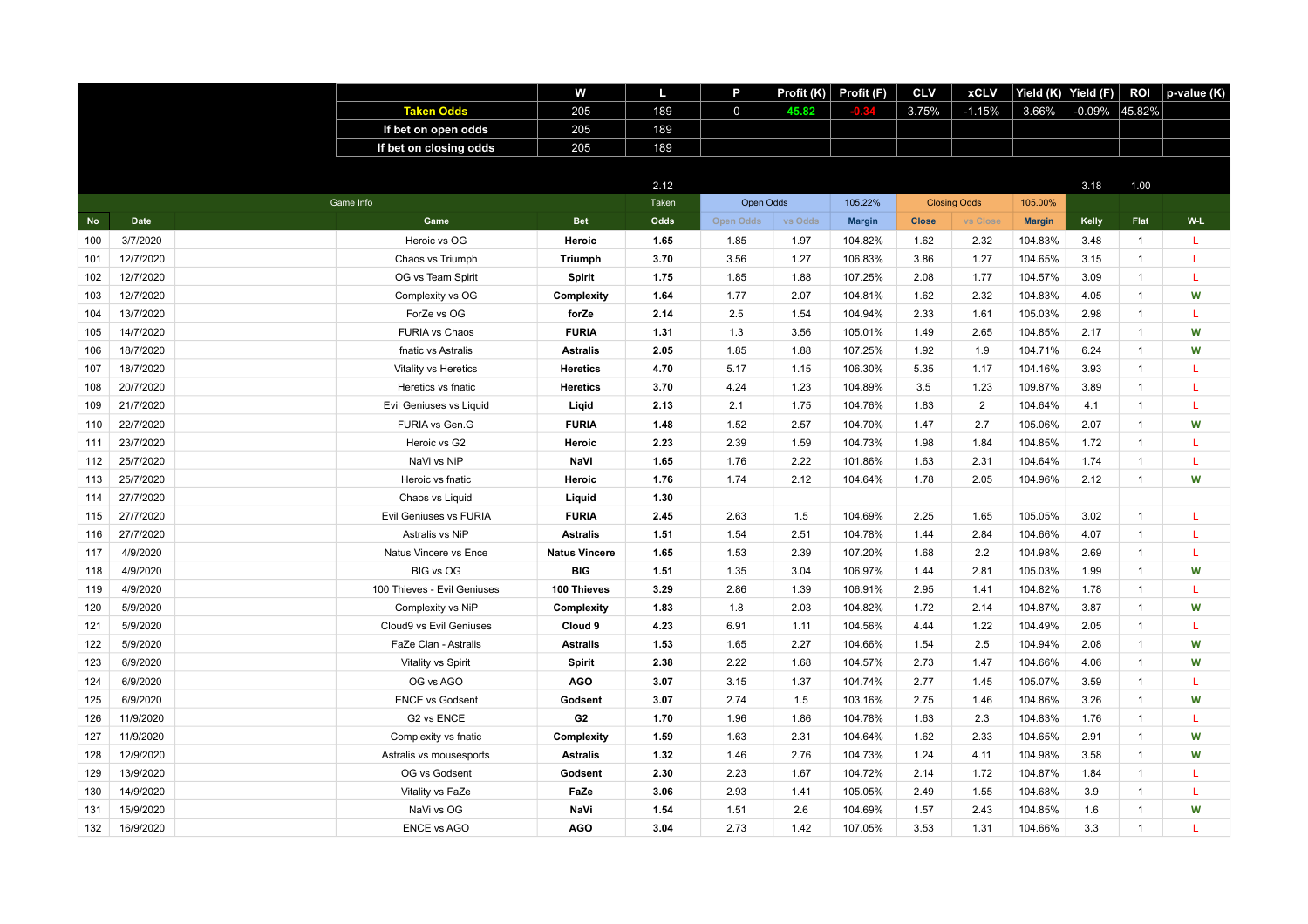| | | | | W | L | P | Profit (K) | Profit (F) | CLV | xCLV | Yield (K) | Yield (F) | ROI | p-value (K) |
|---|---|---|---|---|---|---|---|---|---|---|---|---|---|---|
| | | | Taken Odds | 205 | 189 | 0 | 45.82 | -0.34 | 3.75% | -1.15% | 3.66% | -0.09% | 45.82% | |
| | | | If bet on open odds | 205 | 189 | | | | | | | | | |
| | | | If bet on closing odds | 205 | 189 | | | | | | | | | |
| | | | | | 2.12 | | | | | | | 3.18 | 1.00 | |
| | | Game Info | | | Taken | Open Odds | | 105.22% | Closing Odds | | 105.00% | | | |
| No | Date | | Game | Bet | Odds | Open Odds | vs Odds | Margin | Close | vs Close | Margin | Kelly | Flat | W-L |
| 100 | 3/7/2020 | | Heroic vs OG | Heroic | 1.65 | 1.85 | 1.97 | 104.82% | 1.62 | 2.32 | 104.83% | 3.48 | 1 | L |
| 101 | 12/7/2020 | | Chaos vs Triumph | Triumph | 3.70 | 3.56 | 1.27 | 106.83% | 3.86 | 1.27 | 104.65% | 3.15 | 1 | L |
| 102 | 12/7/2020 | | OG vs Team Spirit | Spirit | 1.75 | 1.85 | 1.88 | 107.25% | 2.08 | 1.77 | 104.57% | 3.09 | 1 | L |
| 103 | 12/7/2020 | | Complexity vs OG | Complexity | 1.64 | 1.77 | 2.07 | 104.81% | 1.62 | 2.32 | 104.83% | 4.05 | 1 | W |
| 104 | 13/7/2020 | | ForZe vs OG | forZe | 2.14 | 2.5 | 1.54 | 104.94% | 2.33 | 1.61 | 105.03% | 2.98 | 1 | L |
| 105 | 14/7/2020 | | FURIA vs Chaos | FURIA | 1.31 | 1.3 | 3.56 | 105.01% | 1.49 | 2.65 | 104.85% | 2.17 | 1 | W |
| 106 | 18/7/2020 | | fnatic vs Astralis | Astralis | 2.05 | 1.85 | 1.88 | 107.25% | 1.92 | 1.9 | 104.71% | 6.24 | 1 | W |
| 107 | 18/7/2020 | | Vitality vs Heretics | Heretics | 4.70 | 5.17 | 1.15 | 106.30% | 5.35 | 1.17 | 104.16% | 3.93 | 1 | L |
| 108 | 20/7/2020 | | Heretics vs fnatic | Heretics | 3.70 | 4.24 | 1.23 | 104.89% | 3.5 | 1.23 | 109.87% | 3.89 | 1 | L |
| 109 | 21/7/2020 | | Evil Geniuses vs Liquid | Liqid | 2.13 | 2.1 | 1.75 | 104.76% | 1.83 | 2 | 104.64% | 4.1 | 1 | L |
| 110 | 22/7/2020 | | FURIA vs Gen.G | FURIA | 1.48 | 1.52 | 2.57 | 104.70% | 1.47 | 2.7 | 105.06% | 2.07 | 1 | W |
| 111 | 23/7/2020 | | Heroic vs G2 | Heroic | 2.23 | 2.39 | 1.59 | 104.73% | 1.98 | 1.84 | 104.85% | 1.72 | 1 | L |
| 112 | 25/7/2020 | | NaVi vs NiP | NaVi | 1.65 | 1.76 | 2.22 | 101.86% | 1.63 | 2.31 | 104.64% | 1.74 | 1 | L |
| 113 | 25/7/2020 | | Heroic vs fnatic | Heroic | 1.76 | 1.74 | 2.12 | 104.64% | 1.78 | 2.05 | 104.96% | 2.12 | 1 | W |
| 114 | 27/7/2020 | | Chaos vs Liquid | Liquid | 1.30 | | | | | | | | | |
| 115 | 27/7/2020 | | Evil Geniuses vs FURIA | FURIA | 2.45 | 2.63 | 1.5 | 104.69% | 2.25 | 1.65 | 105.05% | 3.02 | 1 | L |
| 116 | 27/7/2020 | | Astralis vs NiP | Astralis | 1.51 | 1.54 | 2.51 | 104.78% | 1.44 | 2.84 | 104.66% | 4.07 | 1 | L |
| 117 | 4/9/2020 | | Natus Vincere vs Ence | Natus Vincere | 1.65 | 1.53 | 2.39 | 107.20% | 1.68 | 2.2 | 104.98% | 2.69 | 1 | L |
| 118 | 4/9/2020 | | BIG vs OG | BIG | 1.51 | 1.35 | 3.04 | 106.97% | 1.44 | 2.81 | 105.03% | 1.99 | 1 | W |
| 119 | 4/9/2020 | | 100 Thieves - Evil Geniuses | 100 Thieves | 3.29 | 2.86 | 1.39 | 106.91% | 2.95 | 1.41 | 104.82% | 1.78 | 1 | L |
| 120 | 5/9/2020 | | Complexity vs NiP | Complexity | 1.83 | 1.8 | 2.03 | 104.82% | 1.72 | 2.14 | 104.87% | 3.87 | 1 | W |
| 121 | 5/9/2020 | | Cloud9 vs Evil Geniuses | Cloud 9 | 4.23 | 6.91 | 1.11 | 104.56% | 4.44 | 1.22 | 104.49% | 2.05 | 1 | L |
| 122 | 5/9/2020 | | FaZe Clan - Astralis | Astralis | 1.53 | 1.65 | 2.27 | 104.66% | 1.54 | 2.5 | 104.94% | 2.08 | 1 | W |
| 123 | 6/9/2020 | | Vitality vs Spirit | Spirit | 2.38 | 2.22 | 1.68 | 104.57% | 2.73 | 1.47 | 104.66% | 4.06 | 1 | W |
| 124 | 6/9/2020 | | OG vs AGO | AGO | 3.07 | 3.15 | 1.37 | 104.74% | 2.77 | 1.45 | 105.07% | 3.59 | 1 | L |
| 125 | 6/9/2020 | | ENCE vs Godsent | Godsent | 3.07 | 2.74 | 1.5 | 103.16% | 2.75 | 1.46 | 104.86% | 3.26 | 1 | W |
| 126 | 11/9/2020 | | G2 vs ENCE | G2 | 1.70 | 1.96 | 1.86 | 104.78% | 1.63 | 2.3 | 104.83% | 1.76 | 1 | L |
| 127 | 11/9/2020 | | Complexity vs fnatic | Complexity | 1.59 | 1.63 | 2.31 | 104.64% | 1.62 | 2.33 | 104.65% | 2.91 | 1 | W |
| 128 | 12/9/2020 | | Astralis vs mousesports | Astralis | 1.32 | 1.46 | 2.76 | 104.73% | 1.24 | 4.11 | 104.98% | 3.58 | 1 | W |
| 129 | 13/9/2020 | | OG vs Godsent | Godsent | 2.30 | 2.23 | 1.67 | 104.72% | 2.14 | 1.72 | 104.87% | 1.84 | 1 | L |
| 130 | 14/9/2020 | | Vitality vs FaZe | FaZe | 3.06 | 2.93 | 1.41 | 105.05% | 2.49 | 1.55 | 104.68% | 3.9 | 1 | L |
| 131 | 15/9/2020 | | NaVi vs OG | NaVi | 1.54 | 1.51 | 2.6 | 104.69% | 1.57 | 2.43 | 104.85% | 1.6 | 1 | W |
| 132 | 16/9/2020 | | ENCE vs AGO | AGO | 3.04 | 2.73 | 1.42 | 107.05% | 3.53 | 1.31 | 104.66% | 3.3 | 1 | L |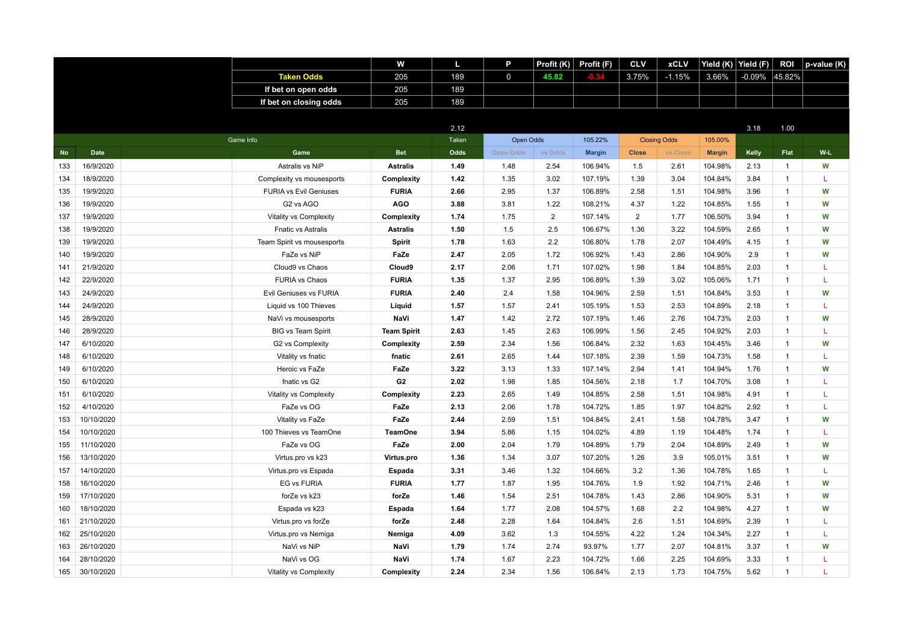| | W | L | P | Profit (K) | Profit (F) | CLV | xCLV | Yield (K) | Yield (F) | ROI | p-value (K) |
|---|---|---|---|---|---|---|---|---|---|---|---|
| Taken Odds | 205 | 189 | 0 | 45.82 | -0.34 | 3.75% | -1.15% | 3.66% | -0.09% | 45.82% | |
| If bet on open odds | 205 | 189 | | | | | | | | | |
| If bet on closing odds | 205 | 189 | | | | | | | | | |

| | | | | | 2.12 | | | | | | | | 3.18 | 1.00 | |
|---|---|---|---|---|---|---|---|---|---|---|---|---|---|---|---|
| Game Info | | | | | Taken | Open Odds | | 105.22% | Closing Odds | | 105.00% | | | | |
| No | Date | | Game | Bet | Odds | Open Odds | vs Odds | Margin | Close | vs Close | Margin | Kelly | Flat | W-L |
| 133 | 16/9/2020 | | Astralis vs NiP | Astralis | 1.49 | 1.48 | 2.54 | 106.94% | 1.5 | 2.61 | 104.98% | 2.13 | 1 | W |
| 134 | 18/9/2020 | | Complexity vs mousesports | Complexity | 1.42 | 1.35 | 3.02 | 107.19% | 1.39 | 3.04 | 104.84% | 3.84 | 1 | L |
| 135 | 19/9/2020 | | FURIA vs Evil Geniuses | FURIA | 2.66 | 2.95 | 1.37 | 106.89% | 2.58 | 1.51 | 104.98% | 3.96 | 1 | W |
| 136 | 19/9/2020 | | G2 vs AGO | AGO | 3.88 | 3.81 | 1.22 | 108.21% | 4.37 | 1.22 | 104.85% | 1.55 | 1 | W |
| 137 | 19/9/2020 | | Vitality vs Complexity | Complexity | 1.74 | 1.75 | 2 | 107.14% | 2 | 1.77 | 106.50% | 3.94 | 1 | W |
| 138 | 19/9/2020 | | Fnatic vs Astralis | Astralis | 1.50 | 1.5 | 2.5 | 106.67% | 1.36 | 3.22 | 104.59% | 2.65 | 1 | W |
| 139 | 19/9/2020 | | Team Spirit vs mousesports | Spirit | 1.78 | 1.63 | 2.2 | 106.80% | 1.78 | 2.07 | 104.49% | 4.15 | 1 | W |
| 140 | 19/9/2020 | | FaZe vs NiP | FaZe | 2.47 | 2.05 | 1.72 | 106.92% | 1.43 | 2.86 | 104.90% | 2.9 | 1 | W |
| 141 | 21/9/2020 | | Cloud9 vs Chaos | Cloud9 | 2.17 | 2.06 | 1.71 | 107.02% | 1.98 | 1.84 | 104.85% | 2.03 | 1 | L |
| 142 | 22/9/2020 | | FURIA vs Chaos | FURIA | 1.35 | 1.37 | 2.95 | 106.89% | 1.39 | 3.02 | 105.06% | 1.71 | 1 | L |
| 143 | 24/9/2020 | | Evil Geniuses vs FURIA | FURIA | 2.40 | 2.4 | 1.58 | 104.96% | 2.59 | 1.51 | 104.84% | 3.53 | 1 | W |
| 144 | 24/9/2020 | | Liquid vs 100 Thieves | Liquid | 1.57 | 1.57 | 2.41 | 105.19% | 1.53 | 2.53 | 104.89% | 2.18 | 1 | L |
| 145 | 28/9/2020 | | NaVi vs mousesports | NaVi | 1.47 | 1.42 | 2.72 | 107.19% | 1.46 | 2.76 | 104.73% | 2.03 | 1 | W |
| 146 | 28/9/2020 | | BIG vs Team Spirit | Team Spirit | 2.63 | 1.45 | 2.63 | 106.99% | 1.56 | 2.45 | 104.92% | 2.03 | 1 | L |
| 147 | 6/10/2020 | | G2 vs Complexity | Complexity | 2.59 | 2.34 | 1.56 | 106.84% | 2.32 | 1.63 | 104.45% | 3.46 | 1 | W |
| 148 | 6/10/2020 | | Vitality vs fnatic | fnatic | 2.61 | 2.65 | 1.44 | 107.18% | 2.39 | 1.59 | 104.73% | 1.58 | 1 | L |
| 149 | 6/10/2020 | | Heroic vs FaZe | FaZe | 3.22 | 3.13 | 1.33 | 107.14% | 2.94 | 1.41 | 104.94% | 1.76 | 1 | W |
| 150 | 6/10/2020 | | fnatic vs G2 | G2 | 2.02 | 1.98 | 1.85 | 104.56% | 2.18 | 1.7 | 104.70% | 3.08 | 1 | L |
| 151 | 6/10/2020 | | Vitality vs Complexity | Complexity | 2.23 | 2.65 | 1.49 | 104.85% | 2.58 | 1.51 | 104.98% | 4.91 | 1 | L |
| 152 | 4/10/2020 | | FaZe vs OG | FaZe | 2.13 | 2.06 | 1.78 | 104.72% | 1.85 | 1.97 | 104.82% | 2.92 | 1 | L |
| 153 | 10/10/2020 | | Vitality vs FaZe | FaZe | 2.44 | 2.59 | 1.51 | 104.84% | 2.41 | 1.58 | 104.78% | 3.47 | 1 | W |
| 154 | 10/10/2020 | | 100 Thieves vs TeamOne | TeamOne | 3.94 | 5.86 | 1.15 | 104.02% | 4.89 | 1.19 | 104.48% | 1.74 | 1 | L |
| 155 | 11/10/2020 | | FaZe vs OG | FaZe | 2.00 | 2.04 | 1.79 | 104.89% | 1.79 | 2.04 | 104.89% | 2.49 | 1 | W |
| 156 | 13/10/2020 | | Virtus.pro vs k23 | Virtus.pro | 1.36 | 1.34 | 3.07 | 107.20% | 1.26 | 3.9 | 105.01% | 3.51 | 1 | W |
| 157 | 14/10/2020 | | Virtus.pro vs Espada | Espada | 3.31 | 3.46 | 1.32 | 104.66% | 3.2 | 1.36 | 104.78% | 1.65 | 1 | L |
| 158 | 16/10/2020 | | EG vs FURIA | FURIA | 1.77 | 1.87 | 1.95 | 104.76% | 1.9 | 1.92 | 104.71% | 2.46 | 1 | W |
| 159 | 17/10/2020 | | forZe vs k23 | forZe | 1.46 | 1.54 | 2.51 | 104.78% | 1.43 | 2.86 | 104.90% | 5.31 | 1 | W |
| 160 | 18/10/2020 | | Espada vs k23 | Espada | 1.64 | 1.77 | 2.08 | 104.57% | 1.68 | 2.2 | 104.98% | 4.27 | 1 | W |
| 161 | 21/10/2020 | | Virtus.pro vs forZe | forZe | 2.48 | 2.28 | 1.64 | 104.84% | 2.6 | 1.51 | 104.69% | 2.39 | 1 | L |
| 162 | 25/10/2020 | | Virtus.pro vs Nemiga | Nemiga | 4.09 | 3.62 | 1.3 | 104.55% | 4.22 | 1.24 | 104.34% | 2.27 | 1 | L |
| 163 | 26/10/2020 | | NaVi vs NiP | NaVi | 1.79 | 1.74 | 2.74 | 93.97% | 1.77 | 2.07 | 104.81% | 3.37 | 1 | W |
| 164 | 28/10/2020 | | NaVi vs OG | NaVi | 1.74 | 1.67 | 2.23 | 104.72% | 1.66 | 2.25 | 104.69% | 3.33 | 1 | L |
| 165 | 30/10/2020 | | Vitality vs Complexity | Complexity | 2.24 | 2.34 | 1.56 | 106.84% | 2.13 | 1.73 | 104.75% | 5.62 | 1 | L |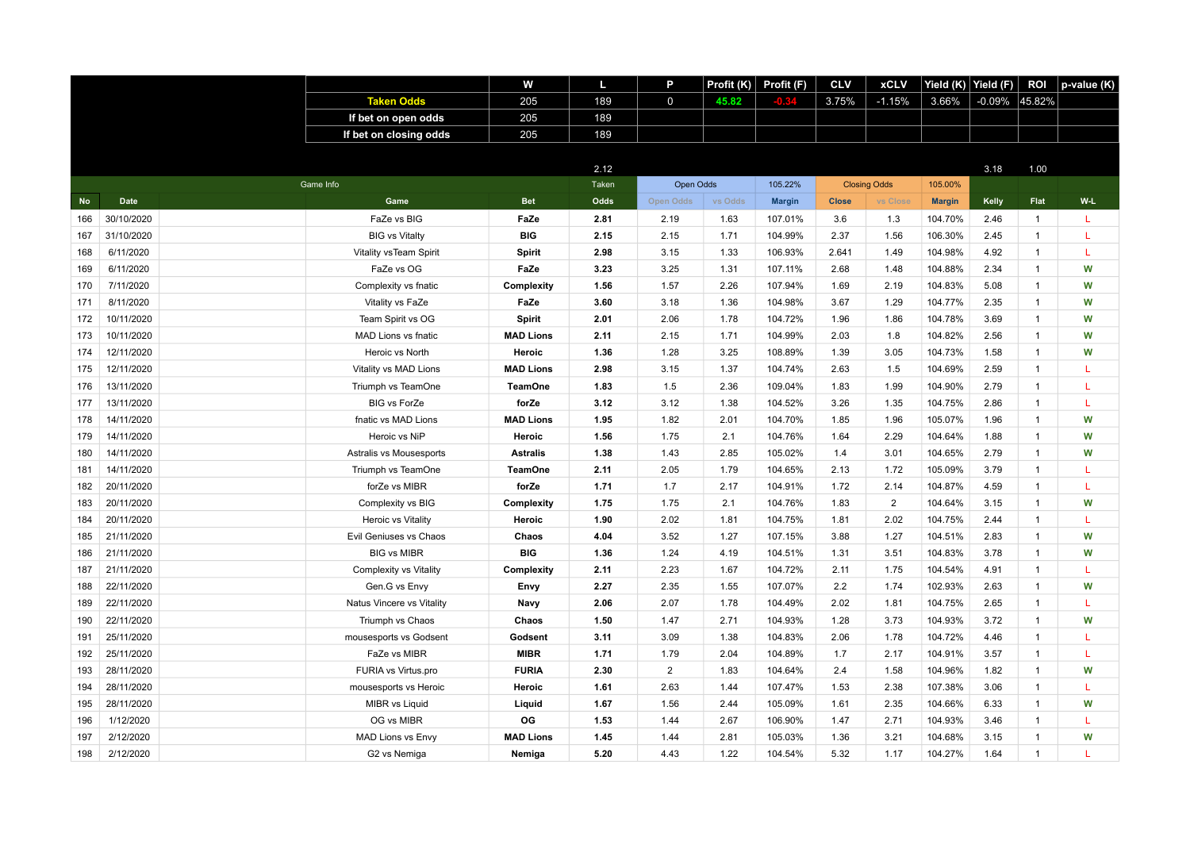| | | W | L | P | Profit (K) | Profit (F) | CLV | xCLV | Yield (K) | Yield (F) | ROI | p-value (K) |
|---|---|---|---|---|---|---|---|---|---|---|---|---|
| Taken Odds | | 205 | 189 | 0 | 45.82 | -0.34 | 3.75% | -1.15% | 3.66% | -0.09% | 45.82% | |
| If bet on open odds | | 205 | 189 | | | | | | | | | |
| If bet on closing odds | | 205 | 189 | | | | | | | | | |

| | | | | | 2.12 | | | | | | | 3.18 | 1.00 | |
|---|---|---|---|---|---|---|---|---|---|---|---|---|---|---|
| | | Game Info | | | Taken | Open Odds | | 105.22% | Closing Odds | | 105.00% | | | |
| No | Date | | Game | Bet | Odds | Open Odds | vs Odds | Margin | Close | vs Close | Margin | Kelly | Flat | W-L |
| 166 | 30/10/2020 | | FaZe vs BIG | FaZe | 2.81 | 2.19 | 1.63 | 107.01% | 3.6 | 1.3 | 104.70% | 2.46 | 1 | L |
| 167 | 31/10/2020 | | BIG vs Vitalty | BIG | 2.15 | 2.15 | 1.71 | 104.99% | 2.37 | 1.56 | 106.30% | 2.45 | 1 | L |
| 168 | 6/11/2020 | | Vitality vsTeam Spirit | Spirit | 2.98 | 3.15 | 1.33 | 106.93% | 2.641 | 1.49 | 104.98% | 4.92 | 1 | L |
| 169 | 6/11/2020 | | FaZe vs OG | FaZe | 3.23 | 3.25 | 1.31 | 107.11% | 2.68 | 1.48 | 104.88% | 2.34 | 1 | W |
| 170 | 7/11/2020 | | Complexity vs fnatic | Complexity | 1.56 | 1.57 | 2.26 | 107.94% | 1.69 | 2.19 | 104.83% | 5.08 | 1 | W |
| 171 | 8/11/2020 | | Vitality vs FaZe | FaZe | 3.60 | 3.18 | 1.36 | 104.98% | 3.67 | 1.29 | 104.77% | 2.35 | 1 | W |
| 172 | 10/11/2020 | | Team Spirit vs OG | Spirit | 2.01 | 2.06 | 1.78 | 104.72% | 1.96 | 1.86 | 104.78% | 3.69 | 1 | W |
| 173 | 10/11/2020 | | MAD Lions vs fnatic | MAD Lions | 2.11 | 2.15 | 1.71 | 104.99% | 2.03 | 1.8 | 104.82% | 2.56 | 1 | W |
| 174 | 12/11/2020 | | Heroic vs North | Heroic | 1.36 | 1.28 | 3.25 | 108.89% | 1.39 | 3.05 | 104.73% | 1.58 | 1 | W |
| 175 | 12/11/2020 | | Vitality vs MAD Lions | MAD Lions | 2.98 | 3.15 | 1.37 | 104.74% | 2.63 | 1.5 | 104.69% | 2.59 | 1 | L |
| 176 | 13/11/2020 | | Triumph vs TeamOne | TeamOne | 1.83 | 1.5 | 2.36 | 109.04% | 1.83 | 1.99 | 104.90% | 2.79 | 1 | L |
| 177 | 13/11/2020 | | BIG vs ForZe | forZe | 3.12 | 3.12 | 1.38 | 104.52% | 3.26 | 1.35 | 104.75% | 2.86 | 1 | L |
| 178 | 14/11/2020 | | fnatic vs MAD Lions | MAD Lions | 1.95 | 1.82 | 2.01 | 104.70% | 1.85 | 1.96 | 105.07% | 1.96 | 1 | W |
| 179 | 14/11/2020 | | Heroic vs NiP | Heroic | 1.56 | 1.75 | 2.1 | 104.76% | 1.64 | 2.29 | 104.64% | 1.88 | 1 | W |
| 180 | 14/11/2020 | | Astralis vs Mousesports | Astralis | 1.38 | 1.43 | 2.85 | 105.02% | 1.4 | 3.01 | 104.65% | 2.79 | 1 | W |
| 181 | 14/11/2020 | | Triumph vs TeamOne | TeamOne | 2.11 | 2.05 | 1.79 | 104.65% | 2.13 | 1.72 | 105.09% | 3.79 | 1 | L |
| 182 | 20/11/2020 | | forZe vs MIBR | forZe | 1.71 | 1.7 | 2.17 | 104.91% | 1.72 | 2.14 | 104.87% | 4.59 | 1 | L |
| 183 | 20/11/2020 | | Complexity vs BIG | Complexity | 1.75 | 1.75 | 2.1 | 104.76% | 1.83 | 2 | 104.64% | 3.15 | 1 | W |
| 184 | 20/11/2020 | | Heroic vs Vitality | Heroic | 1.90 | 2.02 | 1.81 | 104.75% | 1.81 | 2.02 | 104.75% | 2.44 | 1 | L |
| 185 | 21/11/2020 | | Evil Geniuses vs Chaos | Chaos | 4.04 | 3.52 | 1.27 | 107.15% | 3.88 | 1.27 | 104.51% | 2.83 | 1 | W |
| 186 | 21/11/2020 | | BIG vs MIBR | BIG | 1.36 | 1.24 | 4.19 | 104.51% | 1.31 | 3.51 | 104.83% | 3.78 | 1 | W |
| 187 | 21/11/2020 | | Complexity vs Vitality | Complexity | 2.11 | 2.23 | 1.67 | 104.72% | 2.11 | 1.75 | 104.54% | 4.91 | 1 | L |
| 188 | 22/11/2020 | | Gen.G vs Envy | Envy | 2.27 | 2.35 | 1.55 | 107.07% | 2.2 | 1.74 | 102.93% | 2.63 | 1 | W |
| 189 | 22/11/2020 | | Natus Vincere vs Vitality | Navy | 2.06 | 2.07 | 1.78 | 104.49% | 2.02 | 1.81 | 104.75% | 2.65 | 1 | L |
| 190 | 22/11/2020 | | Triumph vs Chaos | Chaos | 1.50 | 1.47 | 2.71 | 104.93% | 1.28 | 3.73 | 104.93% | 3.72 | 1 | W |
| 191 | 25/11/2020 | | mousesports vs Godsent | Godsent | 3.11 | 3.09 | 1.38 | 104.83% | 2.06 | 1.78 | 104.72% | 4.46 | 1 | L |
| 192 | 25/11/2020 | | FaZe vs MIBR | MIBR | 1.71 | 1.79 | 2.04 | 104.89% | 1.7 | 2.17 | 104.91% | 3.57 | 1 | L |
| 193 | 28/11/2020 | | FURIA vs Virtus.pro | FURIA | 2.30 | 2 | 1.83 | 104.64% | 2.4 | 1.58 | 104.96% | 1.82 | 1 | W |
| 194 | 28/11/2020 | | mousesports vs Heroic | Heroic | 1.61 | 2.63 | 1.44 | 107.47% | 1.53 | 2.38 | 107.38% | 3.06 | 1 | L |
| 195 | 28/11/2020 | | MIBR vs Liquid | Liquid | 1.67 | 1.56 | 2.44 | 105.09% | 1.61 | 2.35 | 104.66% | 6.33 | 1 | W |
| 196 | 1/12/2020 | | OG vs MIBR | OG | 1.53 | 1.44 | 2.67 | 106.90% | 1.47 | 2.71 | 104.93% | 3.46 | 1 | L |
| 197 | 2/12/2020 | | MAD Lions vs Envy | MAD Lions | 1.45 | 1.44 | 2.81 | 105.03% | 1.36 | 3.21 | 104.68% | 3.15 | 1 | W |
| 198 | 2/12/2020 | | G2 vs Nemiga | Nemiga | 5.20 | 4.43 | 1.22 | 104.54% | 5.32 | 1.17 | 104.27% | 1.64 | 1 | L |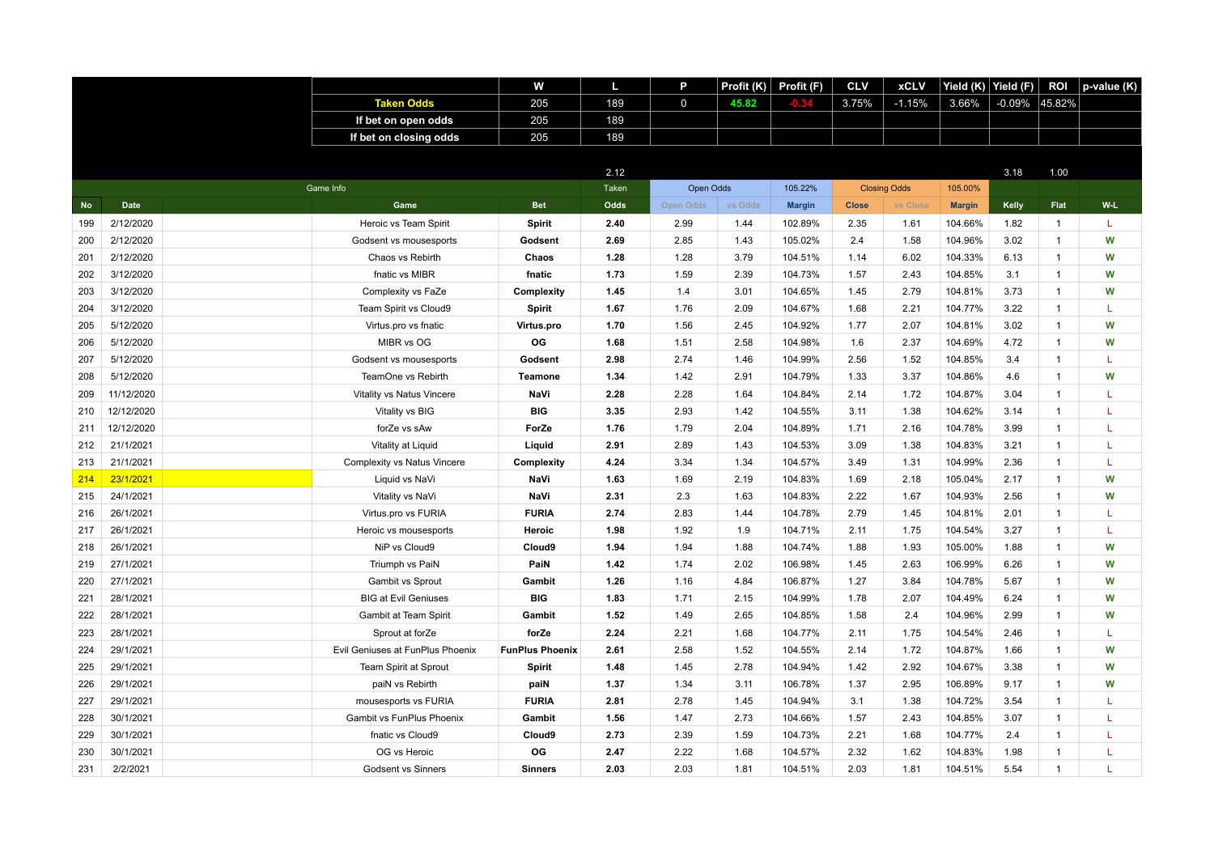| | | W | L | P | Profit (K) | Profit (F) | CLV | xCLV | Yield (K) | Yield (F) | ROI | p-value (K) |
|---|---|---|---|---|---|---|---|---|---|---|---|---|
| Taken Odds | | 205 | 189 | 0 | 45.82 | -0.34 | 3.75% | -1.15% | 3.66% | -0.09% | 45.82% | |
| If bet on open odds | | 205 | 189 | | | | | | | | | |
| If bet on closing odds | | 205 | 189 | | | | | | | | | |

| | | | | | 2.12 | | | | | | | 3.18 | 1.00 | |
|---|---|---|---|---|---|---|---|---|---|---|---|---|---|---|
| | | Game Info | | | Taken | Open Odds | | 105.22% | Closing Odds | | 105.00% | | | |
| No | Date | | Game | Bet | Odds | Open Odds | vs Odds | Margin | Close | vs Close | Margin | Kelly | Flat | W-L |
| 199 | 2/12/2020 | | Heroic vs Team Spirit | Spirit | 2.40 | 2.99 | 1.44 | 102.89% | 2.35 | 1.61 | 104.66% | 1.82 | 1 | L |
| 200 | 2/12/2020 | | Godsent vs mousesports | Godsent | 2.69 | 2.85 | 1.43 | 105.02% | 2.4 | 1.58 | 104.96% | 3.02 | 1 | W |
| 201 | 2/12/2020 | | Chaos vs Rebirth | Chaos | 1.28 | 1.28 | 3.79 | 104.51% | 1.14 | 6.02 | 104.33% | 6.13 | 1 | W |
| 202 | 3/12/2020 | | fnatic vs MIBR | fnatic | 1.73 | 1.59 | 2.39 | 104.73% | 1.57 | 2.43 | 104.85% | 3.1 | 1 | W |
| 203 | 3/12/2020 | | Complexity vs FaZe | Complexity | 1.45 | 1.4 | 3.01 | 104.65% | 1.45 | 2.79 | 104.81% | 3.73 | 1 | W |
| 204 | 3/12/2020 | | Team Spirit vs Cloud9 | Spirit | 1.67 | 1.76 | 2.09 | 104.67% | 1.68 | 2.21 | 104.77% | 3.22 | 1 | L |
| 205 | 5/12/2020 | | Virtus.pro vs fnatic | Virtus.pro | 1.70 | 1.56 | 2.45 | 104.92% | 1.77 | 2.07 | 104.81% | 3.02 | 1 | W |
| 206 | 5/12/2020 | | MIBR vs OG | OG | 1.68 | 1.51 | 2.58 | 104.98% | 1.6 | 2.37 | 104.69% | 4.72 | 1 | W |
| 207 | 5/12/2020 | | Godsent vs mousesports | Godsent | 2.98 | 2.74 | 1.46 | 104.99% | 2.56 | 1.52 | 104.85% | 3.4 | 1 | L |
| 208 | 5/12/2020 | | TeamOne vs Rebirth | Teamone | 1.34 | 1.42 | 2.91 | 104.79% | 1.33 | 3.37 | 104.86% | 4.6 | 1 | W |
| 209 | 11/12/2020 | | Vitality vs Natus Vincere | NaVi | 2.28 | 2.28 | 1.64 | 104.84% | 2.14 | 1.72 | 104.87% | 3.04 | 1 | L |
| 210 | 12/12/2020 | | Vitality vs BIG | BIG | 3.35 | 2.93 | 1.42 | 104.55% | 3.11 | 1.38 | 104.62% | 3.14 | 1 | L |
| 211 | 12/12/2020 | | forZe vs sAw | ForZe | 1.76 | 1.79 | 2.04 | 104.89% | 1.71 | 2.16 | 104.78% | 3.99 | 1 | L |
| 212 | 21/1/2021 | | Vitality at Liquid | Liquid | 2.91 | 2.89 | 1.43 | 104.53% | 3.09 | 1.38 | 104.83% | 3.21 | 1 | L |
| 213 | 21/1/2021 | | Complexity vs Natus Vincere | Complexity | 4.24 | 3.34 | 1.34 | 104.57% | 3.49 | 1.31 | 104.99% | 2.36 | 1 | L |
| 214 | 23/1/2021 | | Liquid vs NaVi | NaVi | 1.63 | 1.69 | 2.19 | 104.83% | 1.69 | 2.18 | 105.04% | 2.17 | 1 | W |
| 215 | 24/1/2021 | | Vitality vs NaVi | NaVi | 2.31 | 2.3 | 1.63 | 104.83% | 2.22 | 1.67 | 104.93% | 2.56 | 1 | W |
| 216 | 26/1/2021 | | Virtus.pro vs FURIA | FURIA | 2.74 | 2.83 | 1.44 | 104.78% | 2.79 | 1.45 | 104.81% | 2.01 | 1 | L |
| 217 | 26/1/2021 | | Heroic vs mousesports | Heroic | 1.98 | 1.92 | 1.9 | 104.71% | 2.11 | 1.75 | 104.54% | 3.27 | 1 | L |
| 218 | 26/1/2021 | | NiP vs Cloud9 | Cloud9 | 1.94 | 1.94 | 1.88 | 104.74% | 1.88 | 1.93 | 105.00% | 1.88 | 1 | W |
| 219 | 27/1/2021 | | Triumph vs PaiN | PaiN | 1.42 | 1.74 | 2.02 | 106.98% | 1.45 | 2.63 | 106.99% | 6.26 | 1 | W |
| 220 | 27/1/2021 | | Gambit vs Sprout | Gambit | 1.26 | 1.16 | 4.84 | 106.87% | 1.27 | 3.84 | 104.78% | 5.67 | 1 | W |
| 221 | 28/1/2021 | | BIG at Evil Geniuses | BIG | 1.83 | 1.71 | 2.15 | 104.99% | 1.78 | 2.07 | 104.49% | 6.24 | 1 | W |
| 222 | 28/1/2021 | | Gambit at Team Spirit | Gambit | 1.52 | 1.49 | 2.65 | 104.85% | 1.58 | 2.4 | 104.96% | 2.99 | 1 | W |
| 223 | 28/1/2021 | | Sprout at forZe | forZe | 2.24 | 2.21 | 1.68 | 104.77% | 2.11 | 1.75 | 104.54% | 2.46 | 1 | L |
| 224 | 29/1/2021 | | Evil Geniuses at FunPlus Phoenix | FunPlus Phoenix | 2.61 | 2.58 | 1.52 | 104.55% | 2.14 | 1.72 | 104.87% | 1.66 | 1 | W |
| 225 | 29/1/2021 | | Team Spirit at Sprout | Spirit | 1.48 | 1.45 | 2.78 | 104.94% | 1.42 | 2.92 | 104.67% | 3.38 | 1 | W |
| 226 | 29/1/2021 | | paiN vs Rebirth | paiN | 1.37 | 1.34 | 3.11 | 106.78% | 1.37 | 2.95 | 106.89% | 9.17 | 1 | W |
| 227 | 29/1/2021 | | mousesports vs FURIA | FURIA | 2.81 | 2.78 | 1.45 | 104.94% | 3.1 | 1.38 | 104.72% | 3.54 | 1 | L |
| 228 | 30/1/2021 | | Gambit vs FunPlus Phoenix | Gambit | 1.56 | 1.47 | 2.73 | 104.66% | 1.57 | 2.43 | 104.85% | 3.07 | 1 | L |
| 229 | 30/1/2021 | | fnatic vs Cloud9 | Cloud9 | 2.73 | 2.39 | 1.59 | 104.73% | 2.21 | 1.68 | 104.77% | 2.4 | 1 | L |
| 230 | 30/1/2021 | | OG vs Heroic | OG | 2.47 | 2.22 | 1.68 | 104.57% | 2.32 | 1.62 | 104.83% | 1.98 | 1 | L |
| 231 | 2/2/2021 | | Godsent vs Sinners | Sinners | 2.03 | 2.03 | 1.81 | 104.51% | 2.03 | 1.81 | 104.51% | 5.54 | 1 | L |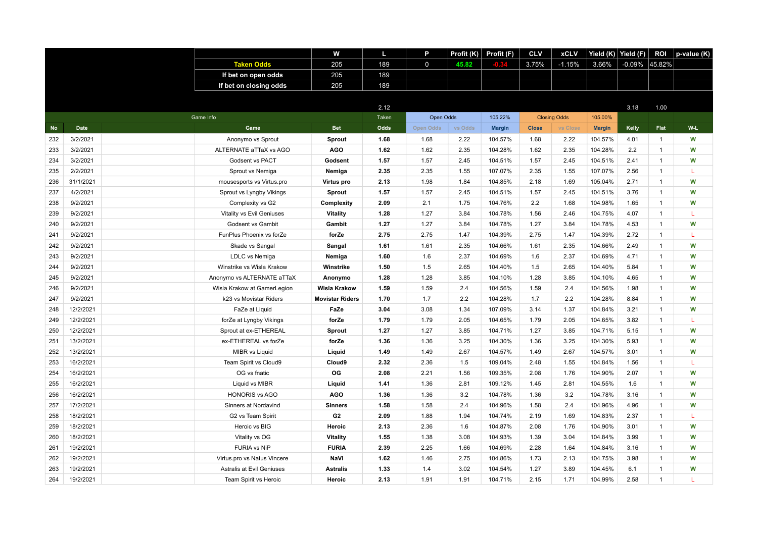| | W | L | P | Profit (K) | Profit (F) | CLV | xCLV | Yield (K) | Yield (F) | ROI | p-value (K) |
|---|---|---|---|---|---|---|---|---|---|---|---|
| Taken Odds | 205 | 189 | 0 | 45.82 | -0.34 | 3.75% | -1.15% | 3.66% | -0.09% | 45.82% | |
| If bet on open odds | 205 | 189 | | | | | | | | | |
| If bet on closing odds | 205 | 189 | | | | | | | | | |

| | | | | | 2.12 | | | | | | | 3.18 | 1.00 | |
|---|---|---|---|---|---|---|---|---|---|---|---|---|---|---|
| | | Game Info | | | Taken | Open Odds | | 105.22% | Closing Odds | | 105.00% | | | |
| No | Date | | Game | Bet | Odds | Open Odds | vs Odds | Margin | Close | vs Close | Margin | Kelly | Flat | W-L |
| 232 | 3/2/2021 | | Anonymo vs Sprout | Sprout | 1.68 | 1.68 | 2.22 | 104.57% | 1.68 | 2.22 | 104.57% | 4.01 | 1 | W |
| 233 | 3/2/2021 | | ALTERNATE aTTaX vs AGO | AGO | 1.62 | 1.62 | 2.35 | 104.28% | 1.62 | 2.35 | 104.28% | 2.2 | 1 | W |
| 234 | 3/2/2021 | | Godsent vs PACT | Godsent | 1.57 | 1.57 | 2.45 | 104.51% | 1.57 | 2.45 | 104.51% | 2.41 | 1 | W |
| 235 | 2/2/2021 | | Sprout vs Nemiga | Nemiga | 2.35 | 2.35 | 1.55 | 107.07% | 2.35 | 1.55 | 107.07% | 2.56 | 1 | L |
| 236 | 31/1/2021 | | mousesports vs Virtus.pro | Virtus pro | 2.13 | 1.98 | 1.84 | 104.85% | 2.18 | 1.69 | 105.04% | 2.71 | 1 | W |
| 237 | 4/2/2021 | | Sprout vs Lyngby Vikings | Sprout | 1.57 | 1.57 | 2.45 | 104.51% | 1.57 | 2.45 | 104.51% | 3.76 | 1 | W |
| 238 | 9/2/2021 | | Complexity vs G2 | Complexity | 2.09 | 2.1 | 1.75 | 104.76% | 2.2 | 1.68 | 104.98% | 1.65 | 1 | W |
| 239 | 9/2/2021 | | Vitality vs Evil Geniuses | Vitality | 1.28 | 1.27 | 3.84 | 104.78% | 1.56 | 2.46 | 104.75% | 4.07 | 1 | L |
| 240 | 9/2/2021 | | Godsent vs Gambit | Gambit | 1.27 | 1.27 | 3.84 | 104.78% | 1.27 | 3.84 | 104.78% | 4.53 | 1 | W |
| 241 | 9/2/2021 | | FunPlus Phoenix vs forZe | forZe | 2.75 | 2.75 | 1.47 | 104.39% | 2.75 | 1.47 | 104.39% | 2.72 | 1 | L |
| 242 | 9/2/2021 | | Skade vs Sangal | Sangal | 1.61 | 1.61 | 2.35 | 104.66% | 1.61 | 2.35 | 104.66% | 2.49 | 1 | W |
| 243 | 9/2/2021 | | LDLC vs Nemiga | Nemiga | 1.60 | 1.6 | 2.37 | 104.69% | 1.6 | 2.37 | 104.69% | 4.71 | 1 | W |
| 244 | 9/2/2021 | | Winstrike vs Wisla Krakow | Winstrike | 1.50 | 1.5 | 2.65 | 104.40% | 1.5 | 2.65 | 104.40% | 5.84 | 1 | W |
| 245 | 9/2/2021 | | Anonymo vs ALTERNATE aTTaX | Anonymo | 1.28 | 1.28 | 3.85 | 104.10% | 1.28 | 3.85 | 104.10% | 4.65 | 1 | W |
| 246 | 9/2/2021 | | Wisla Krakow at GamerLegion | Wisla Krakow | 1.59 | 1.59 | 2.4 | 104.56% | 1.59 | 2.4 | 104.56% | 1.98 | 1 | W |
| 247 | 9/2/2021 | | k23 vs Movistar Riders | Movistar Riders | 1.70 | 1.7 | 2.2 | 104.28% | 1.7 | 2.2 | 104.28% | 8.84 | 1 | W |
| 248 | 12/2/2021 | | FaZe at Liquid | FaZe | 3.04 | 3.08 | 1.34 | 107.09% | 3.14 | 1.37 | 104.84% | 3.21 | 1 | W |
| 249 | 12/2/2021 | | forZe at Lyngby Vikings | forZe | 1.79 | 1.79 | 2.05 | 104.65% | 1.79 | 2.05 | 104.65% | 3.82 | 1 | L |
| 250 | 12/2/2021 | | Sprout at ex-ETHEREAL | Sprout | 1.27 | 1.27 | 3.85 | 104.71% | 1.27 | 3.85 | 104.71% | 5.15 | 1 | W |
| 251 | 13/2/2021 | | ex-ETHEREAL vs forZe | forZe | 1.36 | 1.36 | 3.25 | 104.30% | 1.36 | 3.25 | 104.30% | 5.93 | 1 | W |
| 252 | 13/2/2021 | | MIBR vs Liquid | Liquid | 1.49 | 1.49 | 2.67 | 104.57% | 1.49 | 2.67 | 104.57% | 3.01 | 1 | W |
| 253 | 16/2/2021 | | Team Spirit vs Cloud9 | Cloud9 | 2.32 | 2.36 | 1.5 | 109.04% | 2.48 | 1.55 | 104.84% | 1.56 | 1 | L |
| 254 | 16/2/2021 | | OG vs fnatic | OG | 2.08 | 2.21 | 1.56 | 109.35% | 2.08 | 1.76 | 104.90% | 2.07 | 1 | W |
| 255 | 16/2/2021 | | Liquid vs MIBR | Liquid | 1.41 | 1.36 | 2.81 | 109.12% | 1.45 | 2.81 | 104.55% | 1.6 | 1 | W |
| 256 | 16/2/2021 | | HONORIS vs AGO | AGO | 1.36 | 1.36 | 3.2 | 104.78% | 1.36 | 3.2 | 104.78% | 3.16 | 1 | W |
| 257 | 17/2/2021 | | Sinners at Nordavind | Sinners | 1.58 | 1.58 | 2.4 | 104.96% | 1.58 | 2.4 | 104.96% | 4.96 | 1 | W |
| 258 | 18/2/2021 | | G2 vs Team Spirit | G2 | 2.09 | 1.88 | 1.94 | 104.74% | 2.19 | 1.69 | 104.83% | 2.37 | 1 | L |
| 259 | 18/2/2021 | | Heroic vs BIG | Heroic | 2.13 | 2.36 | 1.6 | 104.87% | 2.08 | 1.76 | 104.90% | 3.01 | 1 | W |
| 260 | 18/2/2021 | | Vitality vs OG | Vitality | 1.55 | 1.38 | 3.08 | 104.93% | 1.39 | 3.04 | 104.84% | 3.99 | 1 | W |
| 261 | 19/2/2021 | | FURIA vs NiP | FURIA | 2.39 | 2.25 | 1.66 | 104.69% | 2.28 | 1.64 | 104.84% | 3.16 | 1 | W |
| 262 | 19/2/2021 | | Virtus.pro vs Natus Vincere | NaVi | 1.62 | 1.46 | 2.75 | 104.86% | 1.73 | 2.13 | 104.75% | 3.98 | 1 | W |
| 263 | 19/2/2021 | | Astralis at Evil Geniuses | Astralis | 1.33 | 1.4 | 3.02 | 104.54% | 1.27 | 3.89 | 104.45% | 6.1 | 1 | W |
| 264 | 19/2/2021 | | Team Spirit vs Heroic | Heroic | 2.13 | 1.91 | 1.91 | 104.71% | 2.15 | 1.71 | 104.99% | 2.58 | 1 | L |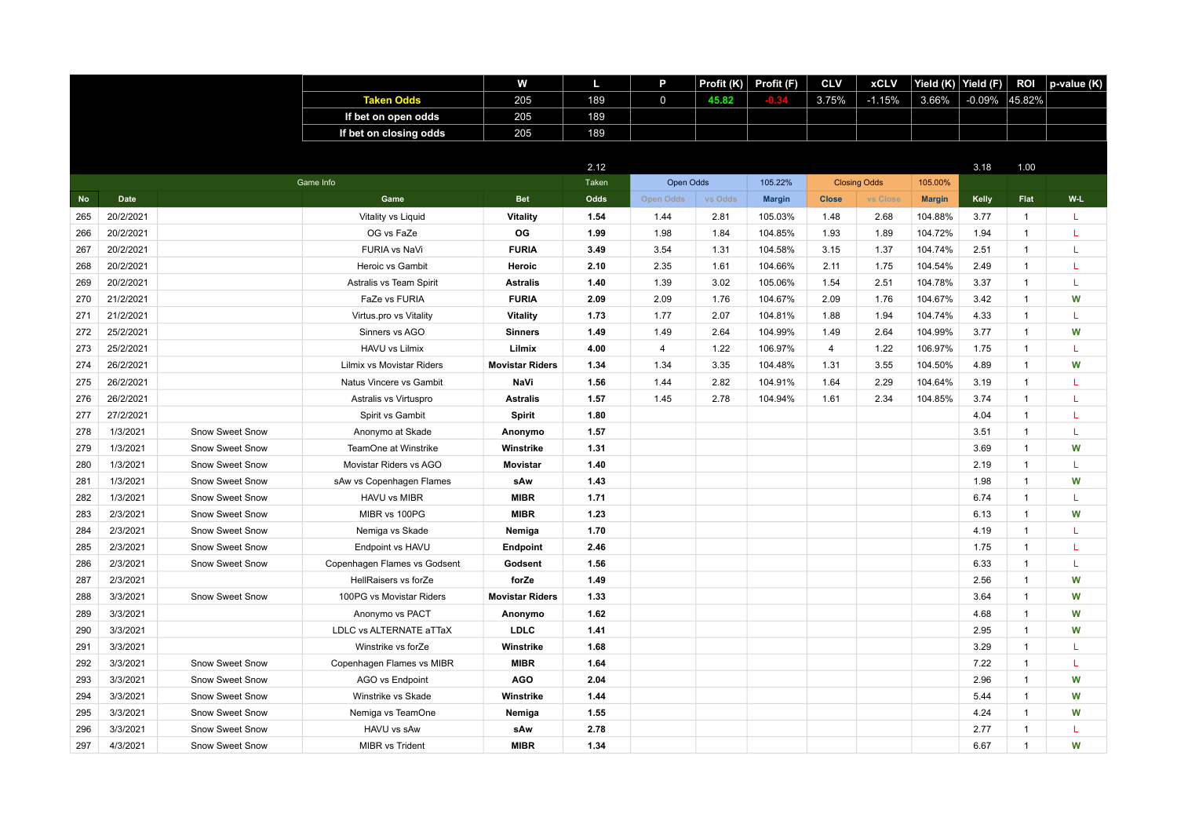| | | | W | L | P | Profit (K) | Profit (F) | CLV | xCLV | Yield (K) | Yield (F) | ROI | p-value (K) |
|---|---|---|---|---|---|---|---|---|---|---|---|---|---|
| | | Taken Odds | 205 | 189 | 0 | 45.82 | -0.34 | 3.75% | -1.15% | 3.66% | -0.09% | 45.82% | |
| | | If bet on open odds | 205 | 189 | | | | | | | | | |
| | | If bet on closing odds | 205 | 189 | | | | | | | | | |

| | | | | 2.12 | | | | | | | 3.18 | 1.00 | |
|---|---|---|---|---|---|---|---|---|---|---|---|---|---|
| | | Game Info | | Taken | Open Odds | | 105.22% | Closing Odds | | 105.00% | | | |
| **No** | **Date** | | **Game** | **Bet** | **Odds** | **Open Odds** | **vs Odds** | **Margin** | **Close** | **vs Close** | **Margin** | **Kelly** | **Flat** | **W-L** |

| No | Date | | Game | Bet | Odds | Open Odds | vs Odds | Margin | Close | vs Close | Margin | Kelly | Flat | W-L |
|---|---|---|---|---|---|---|---|---|---|---|---|---|---|---|
| 265 | 20/2/2021 | | Vitality vs Liquid | Vitality | 1.54 | 1.44 | 2.81 | 105.03% | 1.48 | 2.68 | 104.88% | 3.77 | 1 | L |
| 266 | 20/2/2021 | | OG vs FaZe | OG | 1.99 | 1.98 | 1.84 | 104.85% | 1.93 | 1.89 | 104.72% | 1.94 | 1 | L |
| 267 | 20/2/2021 | | FURIA vs NaVi | FURIA | 3.49 | 3.54 | 1.31 | 104.58% | 3.15 | 1.37 | 104.74% | 2.51 | 1 | L |
| 268 | 20/2/2021 | | Heroic vs Gambit | Heroic | 2.10 | 2.35 | 1.61 | 104.66% | 2.11 | 1.75 | 104.54% | 2.49 | 1 | L |
| 269 | 20/2/2021 | | Astralis vs Team Spirit | Astralis | 1.40 | 1.39 | 3.02 | 105.06% | 1.54 | 2.51 | 104.78% | 3.37 | 1 | L |
| 270 | 21/2/2021 | | FaZe vs FURIA | FURIA | 2.09 | 2.09 | 1.76 | 104.67% | 2.09 | 1.76 | 104.67% | 3.42 | 1 | W |
| 271 | 21/2/2021 | | Virtus.pro vs Vitality | Vitality | 1.73 | 1.77 | 2.07 | 104.81% | 1.88 | 1.94 | 104.74% | 4.33 | 1 | L |
| 272 | 25/2/2021 | | Sinners vs AGO | Sinners | 1.49 | 1.49 | 2.64 | 104.99% | 1.49 | 2.64 | 104.99% | 3.77 | 1 | W |
| 273 | 25/2/2021 | | HAVU vs Lilmix | Lilmix | 4.00 | 4 | 1.22 | 106.97% | 4 | 1.22 | 106.97% | 1.75 | 1 | L |
| 274 | 26/2/2021 | | Lilmix vs Movistar Riders | Movistar Riders | 1.34 | 1.34 | 3.35 | 104.48% | 1.31 | 3.55 | 104.50% | 4.89 | 1 | W |
| 275 | 26/2/2021 | | Natus Vincere vs Gambit | NaVi | 1.56 | 1.44 | 2.82 | 104.91% | 1.64 | 2.29 | 104.64% | 3.19 | 1 | L |
| 276 | 26/2/2021 | | Astralis vs Virtuspro | Astralis | 1.57 | 1.45 | 2.78 | 104.94% | 1.61 | 2.34 | 104.85% | 3.74 | 1 | L |
| 277 | 27/2/2021 | | Spirit vs Gambit | Spirit | 1.80 | | | | | | | 4.04 | 1 | L |
| 278 | 1/3/2021 | Snow Sweet Snow | Anonymo at Skade | Anonymo | 1.57 | | | | | | | 3.51 | 1 | L |
| 279 | 1/3/2021 | Snow Sweet Snow | TeamOne at Winstrike | Winstrike | 1.31 | | | | | | | 3.69 | 1 | W |
| 280 | 1/3/2021 | Snow Sweet Snow | Movistar Riders vs AGO | Movistar | 1.40 | | | | | | | 2.19 | 1 | L |
| 281 | 1/3/2021 | Snow Sweet Snow | sAw vs Copenhagen Flames | sAw | 1.43 | | | | | | | 1.98 | 1 | W |
| 282 | 1/3/2021 | Snow Sweet Snow | HAVU vs MIBR | MIBR | 1.71 | | | | | | | 6.74 | 1 | L |
| 283 | 2/3/2021 | Snow Sweet Snow | MIBR vs 100PG | MIBR | 1.23 | | | | | | | 6.13 | 1 | W |
| 284 | 2/3/2021 | Snow Sweet Snow | Nemiga vs Skade | Nemiga | 1.70 | | | | | | | 4.19 | 1 | L |
| 285 | 2/3/2021 | Snow Sweet Snow | Endpoint vs HAVU | Endpoint | 2.46 | | | | | | | 1.75 | 1 | L |
| 286 | 2/3/2021 | Snow Sweet Snow | Copenhagen Flames vs Godsent | Godsent | 1.56 | | | | | | | 6.33 | 1 | L |
| 287 | 2/3/2021 | | HellRaisers vs forZe | forZe | 1.49 | | | | | | | 2.56 | 1 | W |
| 288 | 3/3/2021 | Snow Sweet Snow | 100PG vs Movistar Riders | Movistar Riders | 1.33 | | | | | | | 3.64 | 1 | W |
| 289 | 3/3/2021 | Snow Sweet Snow | Anonymo vs PACT | Anonymo | 1.62 | | | | | | | 4.68 | 1 | W |
| 290 | 3/3/2021 | | LDLC vs ALTERNATE aTTaX | LDLC | 1.41 | | | | | | | 2.95 | 1 | W |
| 291 | 3/3/2021 | | Winstrike vs forZe | Winstrike | 1.68 | | | | | | | 3.29 | 1 | L |
| 292 | 3/3/2021 | Snow Sweet Snow | Copenhagen Flames vs MIBR | MIBR | 1.64 | | | | | | | 7.22 | 1 | L |
| 293 | 3/3/2021 | Snow Sweet Snow | AGO vs Endpoint | AGO | 2.04 | | | | | | | 2.96 | 1 | W |
| 294 | 3/3/2021 | Snow Sweet Snow | Winstrike vs Skade | Winstrike | 1.44 | | | | | | | 5.44 | 1 | W |
| 295 | 3/3/2021 | Snow Sweet Snow | Nemiga vs TeamOne | Nemiga | 1.55 | | | | | | | 4.24 | 1 | W |
| 296 | 3/3/2021 | Snow Sweet Snow | HAVU vs sAw | sAw | 2.78 | | | | | | | 2.77 | 1 | L |
| 297 | 4/3/2021 | Snow Sweet Snow | MIBR vs Trident | MIBR | 1.34 | | | | | | | 6.67 | 1 | W |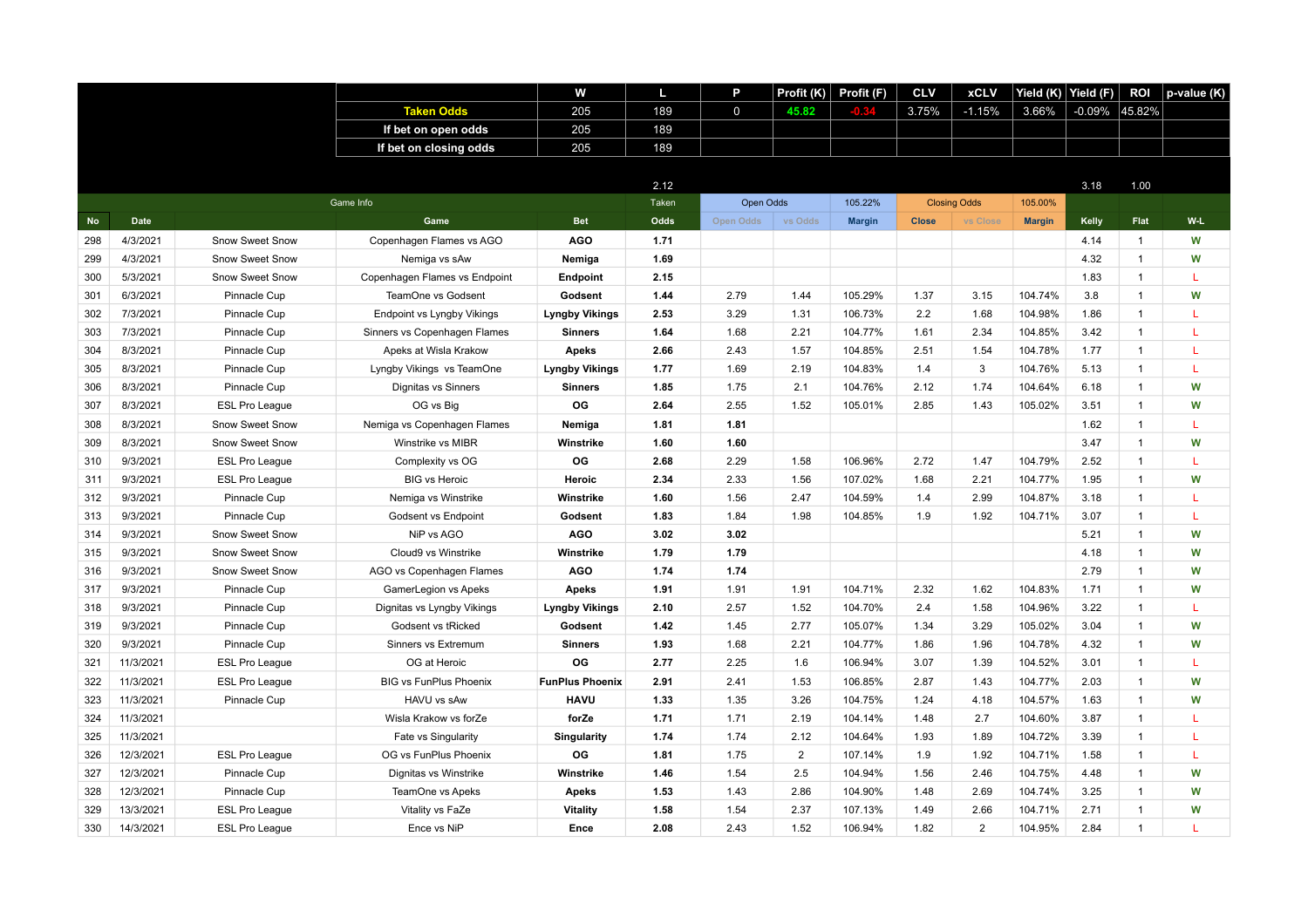|  |  | W | L | P | Profit (K) | Profit (F) | CLV | xCLV | Yield (K) | Yield (F) | ROI | p-value (K) |
|---|---|---|---|---|---|---|---|---|---|---|---|---|
| Taken Odds |  | 205 | 189 | 0 | 45.82 | -0.34 | 3.75% | -1.15% | 3.66% | -0.09% | 45.82% |  |
| If bet on open odds |  | 205 | 189 |  |  |  |  |  |  |  |  |  |
| If bet on closing odds |  | 205 | 189 |  |  |  |  |  |  |  |  |  |

| No | Date | Game Info |  | Bet | 2.12 Taken Odds | Open Odds |  | 105.22% Margin | Closing Odds |  | 105.00% Margin | 3.18 Kelly | 1.00 Flat | W-L |
|---|---|---|---|---|---|---|---|---|---|---|---|---|---|---|
|  |  |  | Game |  |  | Open Odds | vs Odds |  | Close | vs Close |  |  |  |  |
| 298 | 4/3/2021 | Snow Sweet Snow | Copenhagen Flames vs AGO | **AGO** | **1.71** |  |  |  |  |  |  | 4.14 | 1 | W |
| 299 | 4/3/2021 | Snow Sweet Snow | Nemiga vs sAw | **Nemiga** | **1.69** |  |  |  |  |  |  | 4.32 | 1 | W |
| 300 | 5/3/2021 | Snow Sweet Snow | Copenhagen Flames vs Endpoint | **Endpoint** | **2.15** |  |  |  |  |  |  | 1.83 | 1 | L |
| 301 | 6/3/2021 | Pinnacle Cup | TeamOne vs Godsent | **Godsent** | **1.44** | 2.79 | 1.44 | 105.29% | 1.37 | 3.15 | 104.74% | 3.8 | 1 | W |
| 302 | 7/3/2021 | Pinnacle Cup | Endpoint vs Lyngby Vikings | **Lyngby Vikings** | **2.53** | 3.29 | 1.31 | 106.73% | 2.2 | 1.68 | 104.98% | 1.86 | 1 | L |
| 303 | 7/3/2021 | Pinnacle Cup | Sinners vs Copenhagen Flames | **Sinners** | **1.64** | 1.68 | 2.21 | 104.77% | 1.61 | 2.34 | 104.85% | 3.42 | 1 | L |
| 304 | 8/3/2021 | Pinnacle Cup | Apeks at Wisla Krakow | **Apeks** | **2.66** | 2.43 | 1.57 | 104.85% | 2.51 | 1.54 | 104.78% | 1.77 | 1 | L |
| 305 | 8/3/2021 | Pinnacle Cup | Lyngby Vikings vs TeamOne | **Lyngby Vikings** | **1.77** | 1.69 | 2.19 | 104.83% | 1.4 | 3 | 104.76% | 5.13 | 1 | L |
| 306 | 8/3/2021 | Pinnacle Cup | Dignitas vs Sinners | **Sinners** | **1.85** | 1.75 | 2.1 | 104.76% | 2.12 | 1.74 | 104.64% | 6.18 | 1 | W |
| 307 | 8/3/2021 | ESL Pro League | OG vs Big | **OG** | **2.64** | 2.55 | 1.52 | 105.01% | 2.85 | 1.43 | 105.02% | 3.51 | 1 | W |
| 308 | 8/3/2021 | Snow Sweet Snow | Nemiga vs Copenhagen Flames | **Nemiga** | **1.81** | **1.81** |  |  |  |  |  | 1.62 | 1 | L |
| 309 | 8/3/2021 | Snow Sweet Snow | Winstrike vs MIBR | **Winstrike** | **1.60** | **1.60** |  |  |  |  |  | 3.47 | 1 | W |
| 310 | 9/3/2021 | ESL Pro League | Complexity vs OG | **OG** | **2.68** | 2.29 | 1.58 | 106.96% | 2.72 | 1.47 | 104.79% | 2.52 | 1 | L |
| 311 | 9/3/2021 | ESL Pro League | BIG vs Heroic | **Heroic** | **2.34** | 2.33 | 1.56 | 107.02% | 1.68 | 2.21 | 104.77% | 1.95 | 1 | W |
| 312 | 9/3/2021 | Pinnacle Cup | Nemiga vs Winstrike | **Winstrike** | **1.60** | 1.56 | 2.47 | 104.59% | 1.4 | 2.99 | 104.87% | 3.18 | 1 | L |
| 313 | 9/3/2021 | Pinnacle Cup | Godsent vs Endpoint | **Godsent** | **1.83** | 1.84 | 1.98 | 104.85% | 1.9 | 1.92 | 104.71% | 3.07 | 1 | L |
| 314 | 9/3/2021 | Snow Sweet Snow | NiP vs AGO | **AGO** | **3.02** | **3.02** |  |  |  |  |  | 5.21 | 1 | W |
| 315 | 9/3/2021 | Snow Sweet Snow | Cloud9 vs Winstrike | **Winstrike** | **1.79** | **1.79** |  |  |  |  |  | 4.18 | 1 | W |
| 316 | 9/3/2021 | Snow Sweet Snow | AGO vs Copenhagen Flames | **AGO** | **1.74** | **1.74** |  |  |  |  |  | 2.79 | 1 | W |
| 317 | 9/3/2021 | Pinnacle Cup | GamerLegion vs Apeks | **Apeks** | **1.91** | 1.91 | 1.91 | 104.71% | 2.32 | 1.62 | 104.83% | 1.71 | 1 | W |
| 318 | 9/3/2021 | Pinnacle Cup | Dignitas vs Lyngby Vikings | **Lyngby Vikings** | **2.10** | 2.57 | 1.52 | 104.70% | 2.4 | 1.58 | 104.96% | 3.22 | 1 | L |
| 319 | 9/3/2021 | Pinnacle Cup | Godsent vs tRicked | **Godsent** | **1.42** | 1.45 | 2.77 | 105.07% | 1.34 | 3.29 | 105.02% | 3.04 | 1 | W |
| 320 | 9/3/2021 | Pinnacle Cup | Sinners vs Extremum | **Sinners** | **1.93** | 1.68 | 2.21 | 104.77% | 1.86 | 1.96 | 104.78% | 4.32 | 1 | W |
| 321 | 11/3/2021 | ESL Pro League | OG at Heroic | **OG** | **2.77** | 2.25 | 1.6 | 106.94% | 3.07 | 1.39 | 104.52% | 3.01 | 1 | L |
| 322 | 11/3/2021 | ESL Pro League | BIG vs FunPlus Phoenix | **FunPlus Phoenix** | **2.91** | 2.41 | 1.53 | 106.85% | 2.87 | 1.43 | 104.77% | 2.03 | 1 | W |
| 323 | 11/3/2021 | Pinnacle Cup | HAVU vs sAw | **HAVU** | **1.33** | 1.35 | 3.26 | 104.75% | 1.24 | 4.18 | 104.57% | 1.63 | 1 | W |
| 324 | 11/3/2021 |  | Wisla Krakow vs forZe | **forZe** | **1.71** | 1.71 | 2.19 | 104.14% | 1.48 | 2.7 | 104.60% | 3.87 | 1 | L |
| 325 | 11/3/2021 |  | Fate vs Singularity | **Singularity** | **1.74** | 1.74 | 2.12 | 104.64% | 1.93 | 1.89 | 104.72% | 3.39 | 1 | L |
| 326 | 12/3/2021 | ESL Pro League | OG vs FunPlus Phoenix | **OG** | **1.81** | 1.75 | 2 | 107.14% | 1.9 | 1.92 | 104.71% | 1.58 | 1 | L |
| 327 | 12/3/2021 | Pinnacle Cup | Dignitas vs Winstrike | **Winstrike** | **1.46** | 1.54 | 2.5 | 104.94% | 1.56 | 2.46 | 104.75% | 4.48 | 1 | W |
| 328 | 12/3/2021 | Pinnacle Cup | TeamOne vs Apeks | **Apeks** | **1.53** | 1.43 | 2.86 | 104.90% | 1.48 | 2.69 | 104.74% | 3.25 | 1 | W |
| 329 | 13/3/2021 | ESL Pro League | Vitality vs FaZe | **Vitality** | **1.58** | 1.54 | 2.37 | 107.13% | 1.49 | 2.66 | 104.71% | 2.71 | 1 | W |
| 330 | 14/3/2021 | ESL Pro League | Ence vs NiP | **Ence** | **2.08** | 2.43 | 1.52 | 106.94% | 1.82 | 2 | 104.95% | 2.84 | 1 | L |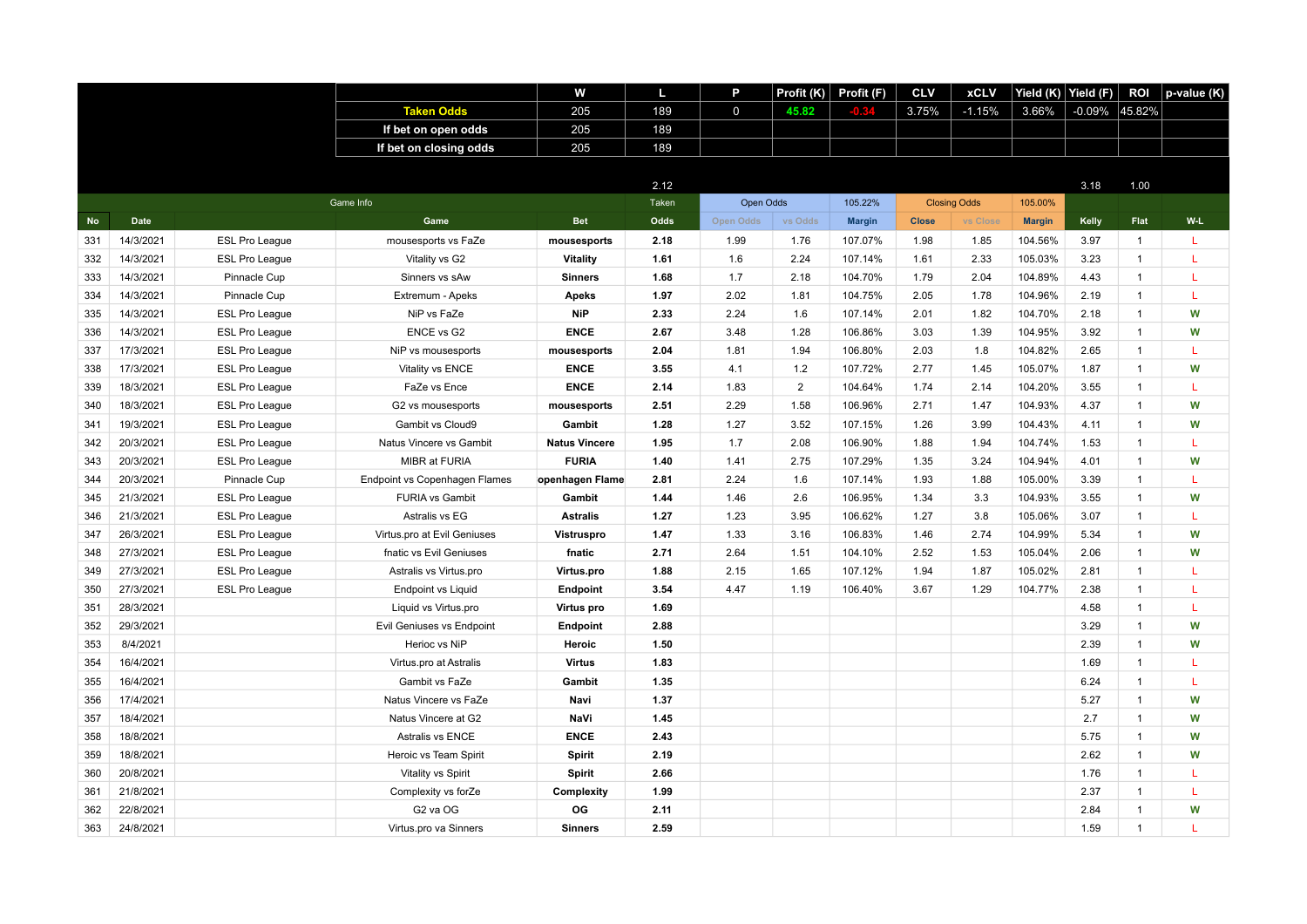| | | | W | L | P | Profit (K) | Profit (F) | CLV | xCLV | Yield (K) | Yield (F) | ROI | p-value (K) |
|---|---|---|---|---|---|---|---|---|---|---|---|---|---|
| | | Taken Odds | 205 | 189 | 0 | 45.82 | -0.34 | 3.75% | -1.15% | 3.66% | -0.09% | 45.82% | |
| | | If bet on open odds | 205 | 189 | | | | | | | | | |
| | | If bet on closing odds | 205 | 189 | | | | | | | | | |

| No | Date | Game Info | Game | Bet | Taken Odds (2.12) | Open Odds | vs Odds | Margin (105.22%) | Close | vs Close | Margin (105.00%) | Kelly (3.18) | Flat (1.00) | W-L |
|---|---|---|---|---|---|---|---|---|---|---|---|---|---|---|
| 331 | 14/3/2021 | ESL Pro League | mousesports vs FaZe | mousesports | 2.18 | 1.99 | 1.76 | 107.07% | 1.98 | 1.85 | 104.56% | 3.97 | 1 | L |
| 332 | 14/3/2021 | ESL Pro League | Vitality vs G2 | Vitality | 1.61 | 1.6 | 2.24 | 107.14% | 1.61 | 2.33 | 105.03% | 3.23 | 1 | L |
| 333 | 14/3/2021 | Pinnacle Cup | Sinners vs sAw | Sinners | 1.68 | 1.7 | 2.18 | 104.70% | 1.79 | 2.04 | 104.89% | 4.43 | 1 | L |
| 334 | 14/3/2021 | Pinnacle Cup | Extremum - Apeks | Apeks | 1.97 | 2.02 | 1.81 | 104.75% | 2.05 | 1.78 | 104.96% | 2.19 | 1 | L |
| 335 | 14/3/2021 | ESL Pro League | NiP vs FaZe | NiP | 2.33 | 2.24 | 1.6 | 107.14% | 2.01 | 1.82 | 104.70% | 2.18 | 1 | W |
| 336 | 14/3/2021 | ESL Pro League | ENCE vs G2 | ENCE | 2.67 | 3.48 | 1.28 | 106.86% | 3.03 | 1.39 | 104.95% | 3.92 | 1 | W |
| 337 | 17/3/2021 | ESL Pro League | NiP vs mousesports | mousesports | 2.04 | 1.81 | 1.94 | 106.80% | 2.03 | 1.8 | 104.82% | 2.65 | 1 | L |
| 338 | 17/3/2021 | ESL Pro League | Vitality vs ENCE | ENCE | 3.55 | 4.1 | 1.2 | 107.72% | 2.77 | 1.45 | 105.07% | 1.87 | 1 | W |
| 339 | 18/3/2021 | ESL Pro League | FaZe vs Ence | ENCE | 2.14 | 1.83 | 2 | 104.64% | 1.74 | 2.14 | 104.20% | 3.55 | 1 | L |
| 340 | 18/3/2021 | ESL Pro League | G2 vs mousesports | mousesports | 2.51 | 2.29 | 1.58 | 106.96% | 2.71 | 1.47 | 104.93% | 4.37 | 1 | W |
| 341 | 19/3/2021 | ESL Pro League | Gambit vs Cloud9 | Gambit | 1.28 | 1.27 | 3.52 | 107.15% | 1.26 | 3.99 | 104.43% | 4.11 | 1 | W |
| 342 | 20/3/2021 | ESL Pro League | Natus Vincere vs Gambit | Natus Vincere | 1.95 | 1.7 | 2.08 | 106.90% | 1.88 | 1.94 | 104.74% | 1.53 | 1 | L |
| 343 | 20/3/2021 | ESL Pro League | MIBR at FURIA | FURIA | 1.40 | 1.41 | 2.75 | 107.29% | 1.35 | 3.24 | 104.94% | 4.01 | 1 | W |
| 344 | 20/3/2021 | Pinnacle Cup | Endpoint vs Copenhagen Flames | openhagen Flame | 2.81 | 2.24 | 1.6 | 107.14% | 1.93 | 1.88 | 105.00% | 3.39 | 1 | L |
| 345 | 21/3/2021 | ESL Pro League | FURIA vs Gambit | Gambit | 1.44 | 1.46 | 2.6 | 106.95% | 1.34 | 3.3 | 104.93% | 3.55 | 1 | W |
| 346 | 21/3/2021 | ESL Pro League | Astralis vs EG | Astralis | 1.27 | 1.23 | 3.95 | 106.62% | 1.27 | 3.8 | 105.06% | 3.07 | 1 | L |
| 347 | 26/3/2021 | ESL Pro League | Virtus.pro at Evil Geniuses | Vistruspro | 1.47 | 1.33 | 3.16 | 106.83% | 1.46 | 2.74 | 104.99% | 5.34 | 1 | W |
| 348 | 27/3/2021 | ESL Pro League | fnatic vs Evil Geniuses | fnatic | 2.71 | 2.64 | 1.51 | 104.10% | 2.52 | 1.53 | 105.04% | 2.06 | 1 | W |
| 349 | 27/3/2021 | ESL Pro League | Astralis vs Virtus.pro | Virtus.pro | 1.88 | 2.15 | 1.65 | 107.12% | 1.94 | 1.87 | 105.02% | 2.81 | 1 | L |
| 350 | 27/3/2021 | ESL Pro League | Endpoint vs Liquid | Endpoint | 3.54 | 4.47 | 1.19 | 106.40% | 3.67 | 1.29 | 104.77% | 2.38 | 1 | L |
| 351 | 28/3/2021 | | Liquid vs Virtus.pro | Virtus pro | 1.69 | | | | | | | 4.58 | 1 | L |
| 352 | 29/3/2021 | | Evil Geniuses vs Endpoint | Endpoint | 2.88 | | | | | | | 3.29 | 1 | W |
| 353 | 8/4/2021 | | Herioc vs NiP | Heroic | 1.50 | | | | | | | 2.39 | 1 | W |
| 354 | 16/4/2021 | | Virtus.pro at Astralis | Virtus | 1.83 | | | | | | | 1.69 | 1 | L |
| 355 | 16/4/2021 | | Gambit vs FaZe | Gambit | 1.35 | | | | | | | 6.24 | 1 | L |
| 356 | 17/4/2021 | | Natus Vincere vs FaZe | Navi | 1.37 | | | | | | | 5.27 | 1 | W |
| 357 | 18/4/2021 | | Natus Vincere at G2 | NaVi | 1.45 | | | | | | | 2.7 | 1 | W |
| 358 | 18/8/2021 | | Astralis vs ENCE | ENCE | 2.43 | | | | | | | 5.75 | 1 | W |
| 359 | 18/8/2021 | | Heroic vs Team Spirit | Spirit | 2.19 | | | | | | | 2.62 | 1 | W |
| 360 | 20/8/2021 | | Vitality vs Spirit | Spirit | 2.66 | | | | | | | 1.76 | 1 | L |
| 361 | 21/8/2021 | | Complexity vs forZe | Complexity | 1.99 | | | | | | | 2.37 | 1 | L |
| 362 | 22/8/2021 | | G2 va OG | OG | 2.11 | | | | | | | 2.84 | 1 | W |
| 363 | 24/8/2021 | | Virtus.pro va Sinners | Sinners | 2.59 | | | | | | | 1.59 | 1 | L |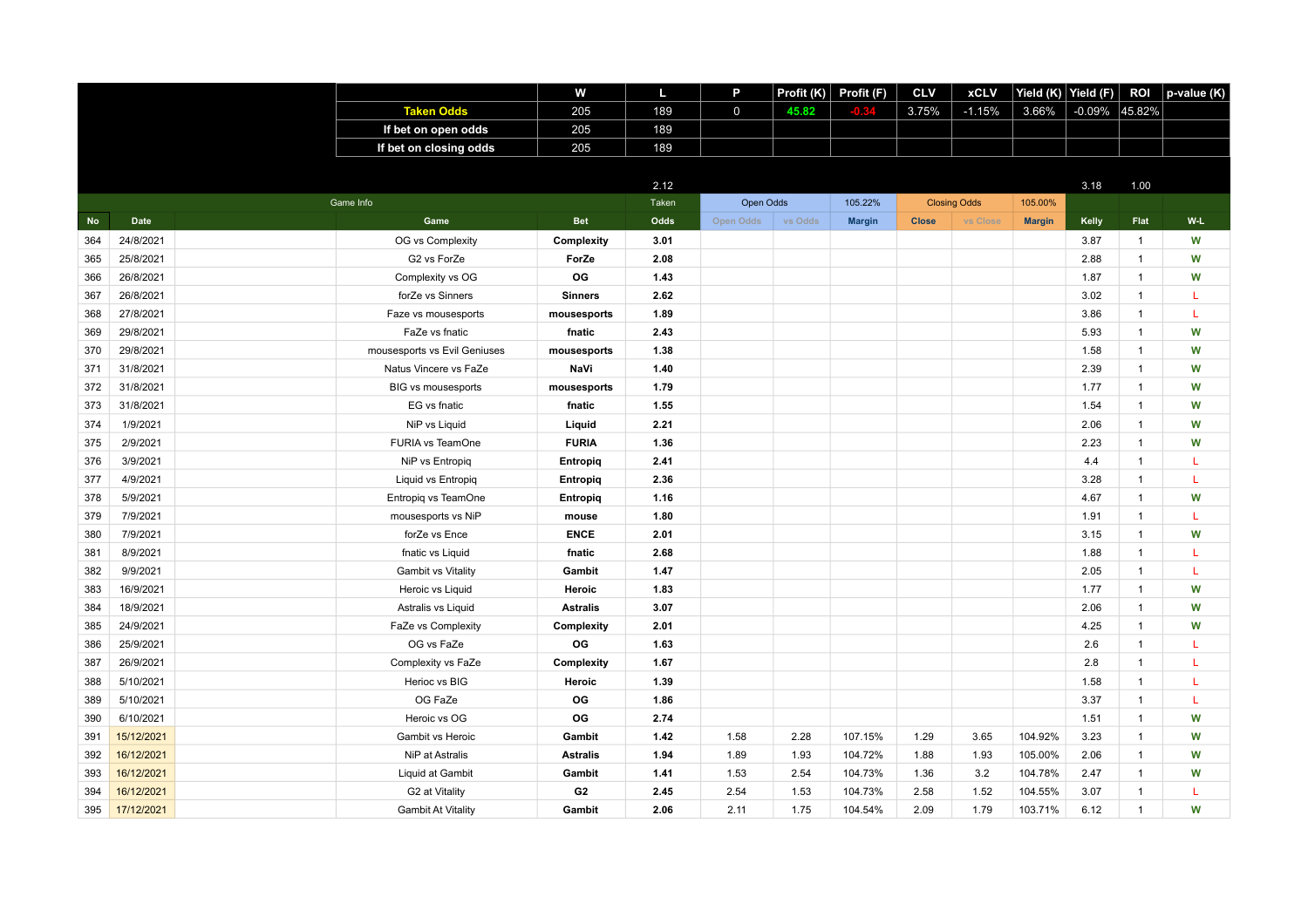| | W | L | P | Profit (K) | Profit (F) | CLV | xCLV | Yield (K) | Yield (F) | ROI | p-value (K) |
|---|---|---|---|---|---|---|---|---|---|---|---|
| Taken Odds | 205 | 189 | 0 | 45.82 | -0.34 | 3.75% | -1.15% | 3.66% | -0.09% | 45.82% | |
| If bet on open odds | 205 | 189 | | | | | | | | | |
| If bet on closing odds | 205 | 189 | | | | | | | | | |

| | | | | | 2.12 | | | | | | | 3.18 | 1.00 | |
|---|---|---|---|---|---|---|---|---|---|---|---|---|---|---|
| Game Info | | | | | Taken | Open Odds | | 105.22% | Closing Odds | | 105.00% | | | |
| No | Date | | Game | Bet | Odds | Open Odds | vs Odds | Margin | Close | vs Close | Margin | Kelly | Flat | W-L |
| 364 | 24/8/2021 | | OG vs Complexity | Complexity | 3.01 | | | | | | | 3.87 | 1 | W |
| 365 | 25/8/2021 | | G2 vs ForZe | ForZe | 2.08 | | | | | | | 2.88 | 1 | W |
| 366 | 26/8/2021 | | Complexity vs OG | OG | 1.43 | | | | | | | 1.87 | 1 | W |
| 367 | 26/8/2021 | | forZe vs Sinners | Sinners | 2.62 | | | | | | | 3.02 | 1 | L |
| 368 | 27/8/2021 | | Faze vs mousesports | mousesports | 1.89 | | | | | | | 3.86 | 1 | L |
| 369 | 29/8/2021 | | FaZe vs fnatic | fnatic | 2.43 | | | | | | | 5.93 | 1 | W |
| 370 | 29/8/2021 | | mousesports vs Evil Geniuses | mousesports | 1.38 | | | | | | | 1.58 | 1 | W |
| 371 | 31/8/2021 | | Natus Vincere vs FaZe | NaVi | 1.40 | | | | | | | 2.39 | 1 | W |
| 372 | 31/8/2021 | | BIG vs mousesports | mousesports | 1.79 | | | | | | | 1.77 | 1 | W |
| 373 | 31/8/2021 | | EG vs fnatic | fnatic | 1.55 | | | | | | | 1.54 | 1 | W |
| 374 | 1/9/2021 | | NiP vs Liquid | Liquid | 2.21 | | | | | | | 2.06 | 1 | W |
| 375 | 2/9/2021 | | FURIA vs TeamOne | FURIA | 1.36 | | | | | | | 2.23 | 1 | W |
| 376 | 3/9/2021 | | NiP vs Entropiq | Entropiq | 2.41 | | | | | | | 4.4 | 1 | L |
| 377 | 4/9/2021 | | Liquid vs Entropiq | Entropiq | 2.36 | | | | | | | 3.28 | 1 | L |
| 378 | 5/9/2021 | | Entropiq vs TeamOne | Entropiq | 1.16 | | | | | | | 4.67 | 1 | W |
| 379 | 7/9/2021 | | mousesports vs NiP | mouse | 1.80 | | | | | | | 1.91 | 1 | L |
| 380 | 7/9/2021 | | forZe vs Ence | ENCE | 2.01 | | | | | | | 3.15 | 1 | W |
| 381 | 8/9/2021 | | fnatic vs Liquid | fnatic | 2.68 | | | | | | | 1.88 | 1 | L |
| 382 | 9/9/2021 | | Gambit vs Vitality | Gambit | 1.47 | | | | | | | 2.05 | 1 | L |
| 383 | 16/9/2021 | | Heroic vs Liquid | Heroic | 1.83 | | | | | | | 1.77 | 1 | W |
| 384 | 18/9/2021 | | Astralis vs Liquid | Astralis | 3.07 | | | | | | | 2.06 | 1 | W |
| 385 | 24/9/2021 | | FaZe vs Complexity | Complexity | 2.01 | | | | | | | 4.25 | 1 | W |
| 386 | 25/9/2021 | | OG vs FaZe | OG | 1.63 | | | | | | | 2.6 | 1 | L |
| 387 | 26/9/2021 | | Complexity vs FaZe | Complexity | 1.67 | | | | | | | 2.8 | 1 | L |
| 388 | 5/10/2021 | | Herioc vs BIG | Heroic | 1.39 | | | | | | | 1.58 | 1 | L |
| 389 | 5/10/2021 | | OG FaZe | OG | 1.86 | | | | | | | 3.37 | 1 | L |
| 390 | 6/10/2021 | | Heroic vs OG | OG | 2.74 | | | | | | | 1.51 | 1 | W |
| 391 | 15/12/2021 | | Gambit vs Heroic | Gambit | 1.42 | 1.58 | 2.28 | 107.15% | 1.29 | 3.65 | 104.92% | 3.23 | 1 | W |
| 392 | 16/12/2021 | | NiP at Astralis | Astralis | 1.94 | 1.89 | 1.93 | 104.72% | 1.88 | 1.93 | 105.00% | 2.06 | 1 | W |
| 393 | 16/12/2021 | | Liquid at Gambit | Gambit | 1.41 | 1.53 | 2.54 | 104.73% | 1.36 | 3.2 | 104.78% | 2.47 | 1 | W |
| 394 | 16/12/2021 | | G2 at Vitality | G2 | 2.45 | 2.54 | 1.53 | 104.73% | 2.58 | 1.52 | 104.55% | 3.07 | 1 | L |
| 395 | 17/12/2021 | | Gambit At Vitality | Gambit | 2.06 | 2.11 | 1.75 | 104.54% | 2.09 | 1.79 | 103.71% | 6.12 | 1 | W |